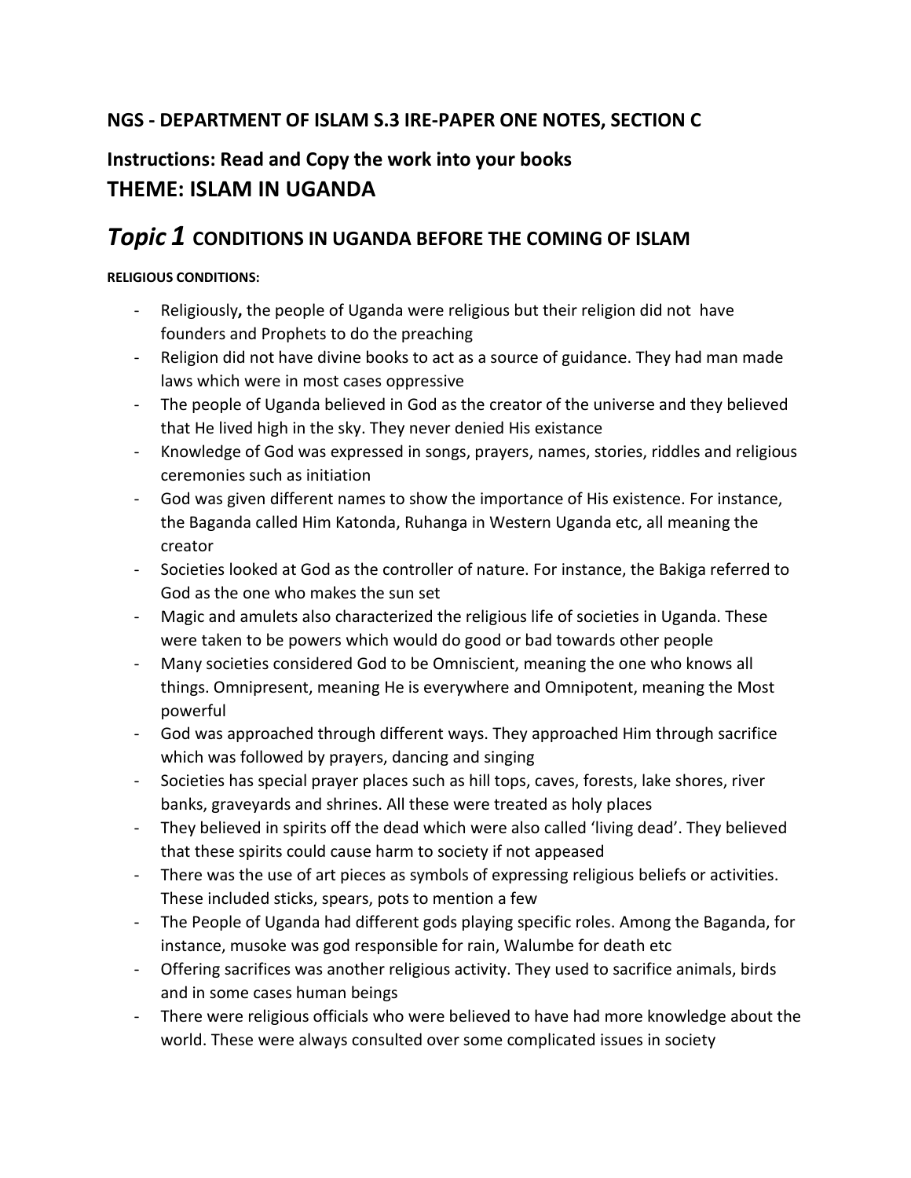**NGS - DEPARTMENT OF ISLAM S.3 IRE-PAPER ONE NOTES, SECTION C**

**Instructions: Read and Copy the work into your books**

## THEME: ISLAM IN UGANDA

# *Topic 1* CONDITIONS IN UGANDA BEFORE THE COMING OF ISLAM

**RELIGIOUS CONDITIONS:**

- Religiously**,** the people of Uganda were religious but their religion did not have founders and Prophets to do the preaching
- Religion did not have divine books to act as a source of guidance. They had man made laws which were in most cases oppressive
- The people of Uganda believed in God as the creator of the universe and they believed that He lived high in the sky. They never denied His existance
- Knowledge of God was expressed in songs, prayers, names, stories, riddles and religious ceremonies such as initiation
- God was given different names to show the importance of His existence. For instance, the Baganda called Him Katonda, Ruhanga in Western Uganda etc, all meaning the creator
- Societies looked at God as the controller of nature. For instance, the Bakiga referred to God as the one who makes the sun set
- Magic and amulets also characterized the religious life of societies in Uganda. These were taken to be powers which would do good or bad towards other people
- Many societies considered God to be Omniscient, meaning the one who knows all things. Omnipresent, meaning He is everywhere and Omnipotent, meaning the Most powerful
- God was approached through different ways. They approached Him through sacrifice which was followed by prayers, dancing and singing
- Societies has special prayer places such as hill tops, caves, forests, lake shores, river banks, graveyards and shrines. All these were treated as holy places
- They believed in spirits off the dead which were also called 'living dead'. They believed that these spirits could cause harm to society if not appeased
- There was the use of art pieces as symbols of expressing religious beliefs or activities. These included sticks, spears, pots to mention a few
- The People of Uganda had different gods playing specific roles. Among the Baganda, for instance, musoke was god responsible for rain, Walumbe for death etc
- Offering sacrifices was another religious activity. They used to sacrifice animals, birds and in some cases human beings
- There were religious officials who were believed to have had more knowledge about the world. These were always consulted over some complicated issues in society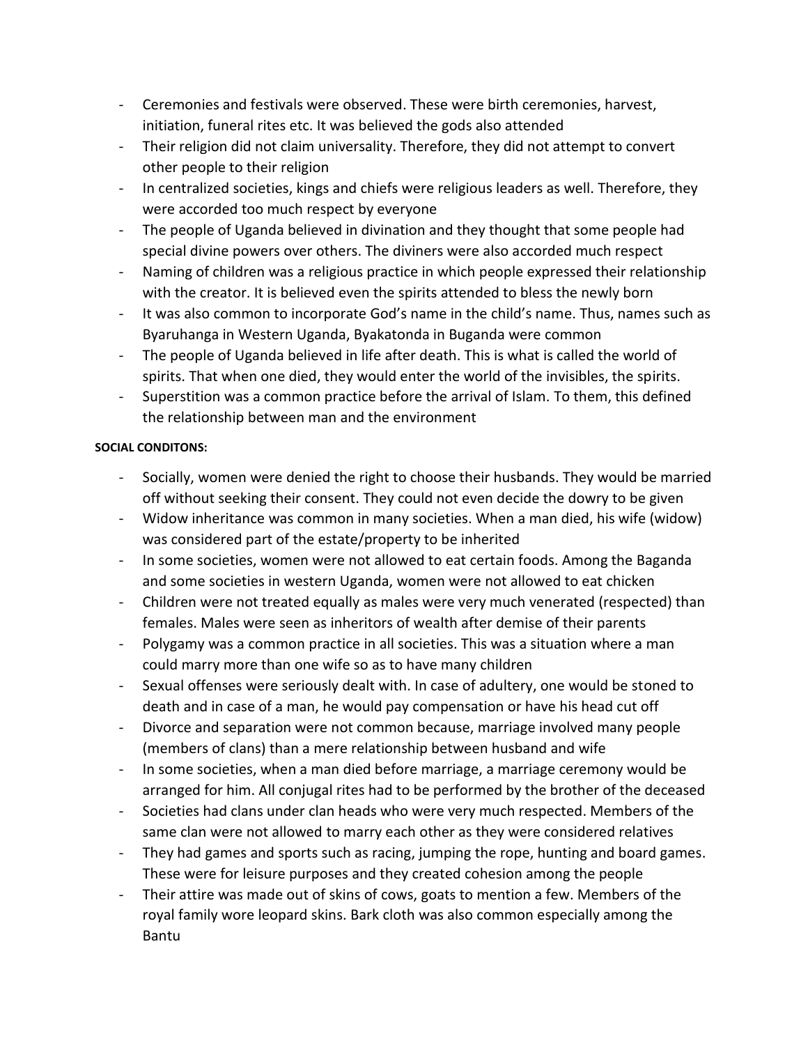- Ceremonies and festivals were observed. These were birth ceremonies, harvest, initiation, funeral rites etc. It was believed the gods also attended
- Their religion did not claim universality. Therefore, they did not attempt to convert other people to their religion
- In centralized societies, kings and chiefs were religious leaders as well. Therefore, they were accorded too much respect by everyone
- The people of Uganda believed in divination and they thought that some people had special divine powers over others. The diviners were also accorded much respect
- Naming of children was a religious practice in which people expressed their relationship with the creator. It is believed even the spirits attended to bless the newly born
- It was also common to incorporate God's name in the child's name. Thus, names such as Byaruhanga in Western Uganda, Byakatonda in Buganda were common
- The people of Uganda believed in life after death. This is what is called the world of spirits. That when one died, they would enter the world of the invisibles, the spirits.
- Superstition was a common practice before the arrival of Islam. To them, this defined the relationship between man and the environment

**SOCIAL CONDITONS:**

- Socially, women were denied the right to choose their husbands. They would be married off without seeking their consent. They could not even decide the dowry to be given
- Widow inheritance was common in many societies. When a man died, his wife (widow) was considered part of the estate/property to be inherited
- In some societies, women were not allowed to eat certain foods. Among the Baganda and some societies in western Uganda, women were not allowed to eat chicken
- Children were not treated equally as males were very much venerated (respected) than females. Males were seen as inheritors of wealth after demise of their parents
- Polygamy was a common practice in all societies. This was a situation where a man could marry more than one wife so as to have many children
- Sexual offenses were seriously dealt with. In case of adultery, one would be stoned to death and in case of a man, he would pay compensation or have his head cut off
- Divorce and separation were not common because, marriage involved many people (members of clans) than a mere relationship between husband and wife
- In some societies, when a man died before marriage, a marriage ceremony would be arranged for him. All conjugal rites had to be performed by the brother of the deceased
- Societies had clans under clan heads who were very much respected. Members of the same clan were not allowed to marry each other as they were considered relatives
- They had games and sports such as racing, jumping the rope, hunting and board games. These were for leisure purposes and they created cohesion among the people
- Their attire was made out of skins of cows, goats to mention a few. Members of the royal family wore leopard skins. Bark cloth was also common especially among the Bantu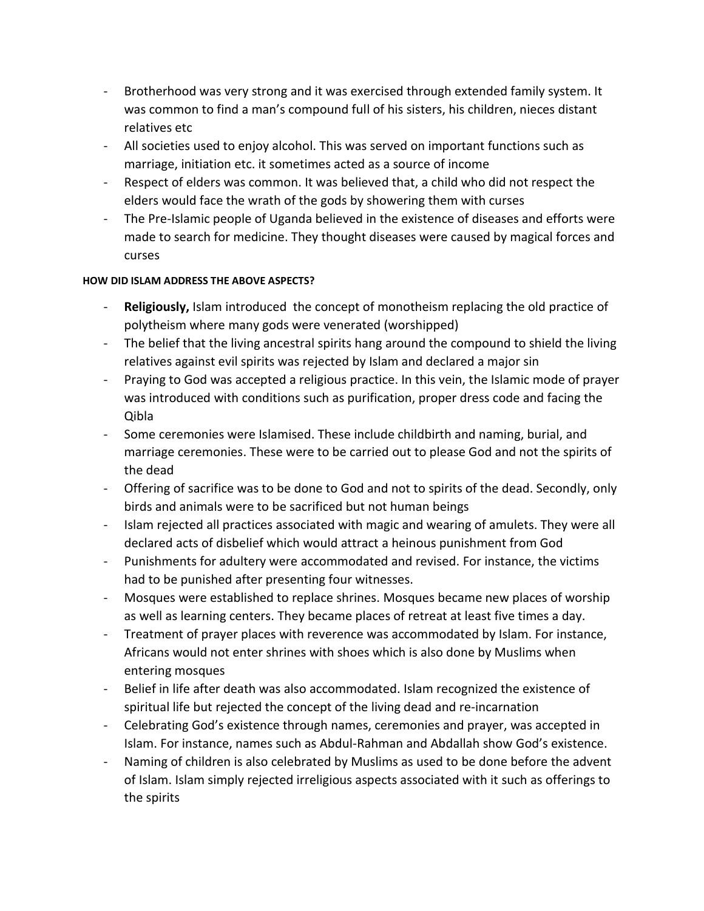- Brotherhood was very strong and it was exercised through extended family system. It was common to find a man's compound full of his sisters, his children, nieces distant relatives etc
- All societies used to enjoy alcohol. This was served on important functions such as marriage, initiation etc. it sometimes acted as a source of income
- Respect of elders was common. It was believed that, a child who did not respect the elders would face the wrath of the gods by showering them with curses
- The Pre-Islamic people of Uganda believed in the existence of diseases and efforts were made to search for medicine. They thought diseases were caused by magical forces and curses

#### HOW DID ISLAM ADDRESS THE ABOVE ASPECTS?

- **Religiously,** Islam introduced the concept of monotheism replacing the old practice of polytheism where many gods were venerated (worshipped)
- The belief that the living ancestral spirits hang around the compound to shield the living relatives against evil spirits was rejected by Islam and declared a major sin
- Praying to God was accepted a religious practice. In this vein, the Islamic mode of prayer was introduced with conditions such as purification, proper dress code and facing the Qibla
- Some ceremonies were Islamised. These include childbirth and naming, burial, and marriage ceremonies. These were to be carried out to please God and not the spirits of the dead
- Offering of sacrifice was to be done to God and not to spirits of the dead. Secondly, only birds and animals were to be sacrificed but not human beings
- Islam rejected all practices associated with magic and wearing of amulets. They were all declared acts of disbelief which would attract a heinous punishment from God
- Punishments for adultery were accommodated and revised. For instance, the victims had to be punished after presenting four witnesses.
- Mosques were established to replace shrines. Mosques became new places of worship as well as learning centers. They became places of retreat at least five times a day.
- Treatment of prayer places with reverence was accommodated by Islam. For instance, Africans would not enter shrines with shoes which is also done by Muslims when entering mosques
- Belief in life after death was also accommodated. Islam recognized the existence of spiritual life but rejected the concept of the living dead and re-incarnation
- Celebrating God's existence through names, ceremonies and prayer, was accepted in Islam. For instance, names such as Abdul-Rahman and Abdallah show God's existence.
- Naming of children is also celebrated by Muslims as used to be done before the advent of Islam. Islam simply rejected irreligious aspects associated with it such as offerings to the spirits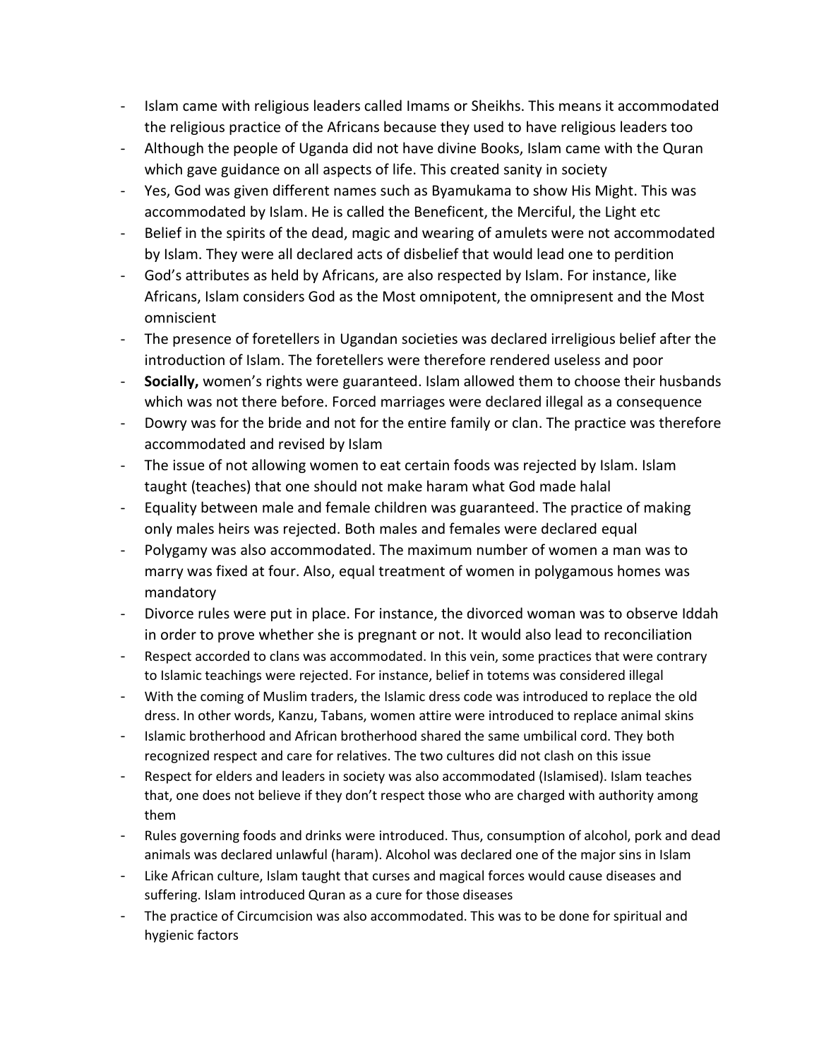- Islam came with religious leaders called Imams or Sheikhs. This means it accommodated the religious practice of the Africans because they used to have religious leaders too
- Although the people of Uganda did not have divine Books, Islam came with the Quran which gave guidance on all aspects of life. This created sanity in society
- Yes, God was given different names such as Byamukama to show His Might. This was accommodated by Islam. He is called the Beneficent, the Merciful, the Light etc
- Belief in the spirits of the dead, magic and wearing of amulets were not accommodated by Islam. They were all declared acts of disbelief that would lead one to perdition
- God's attributes as held by Africans, are also respected by Islam. For instance, like Africans, Islam considers God as the Most omnipotent, the omnipresent and the Most omniscient
- The presence of foretellers in Ugandan societies was declared irreligious belief after the introduction of Islam. The foretellers were therefore rendered useless and poor
- **Socially,** women's rights were guaranteed. Islam allowed them to choose their husbands which was not there before. Forced marriages were declared illegal as a consequence
- Dowry was for the bride and not for the entire family or clan. The practice was therefore accommodated and revised by Islam
- The issue of not allowing women to eat certain foods was rejected by Islam. Islam taught (teaches) that one should not make haram what God made halal
- Equality between male and female children was guaranteed. The practice of making only males heirs was rejected. Both males and females were declared equal
- Polygamy was also accommodated. The maximum number of women a man was to marry was fixed at four. Also, equal treatment of women in polygamous homes was mandatory
- Divorce rules were put in place. For instance, the divorced woman was to observe Iddah in order to prove whether she is pregnant or not. It would also lead to reconciliation
- Respect accorded to clans was accommodated. In this vein, some practices that were contrary to Islamic teachings were rejected. For instance, belief in totems was considered illegal
- With the coming of Muslim traders, the Islamic dress code was introduced to replace the old dress. In other words, Kanzu, Tabans, women attire were introduced to replace animal skins
- Islamic brotherhood and African brotherhood shared the same umbilical cord. They both recognized respect and care for relatives. The two cultures did not clash on this issue
- Respect for elders and leaders in society was also accommodated (Islamised). Islam teaches that, one does not believe if they don't respect those who are charged with authority among them
- Rules governing foods and drinks were introduced. Thus, consumption of alcohol, pork and dead animals was declared unlawful (haram). Alcohol was declared one of the major sins in Islam
- Like African culture, Islam taught that curses and magical forces would cause diseases and suffering. Islam introduced Quran as a cure for those diseases
- The practice of Circumcision was also accommodated. This was to be done for spiritual and hygienic factors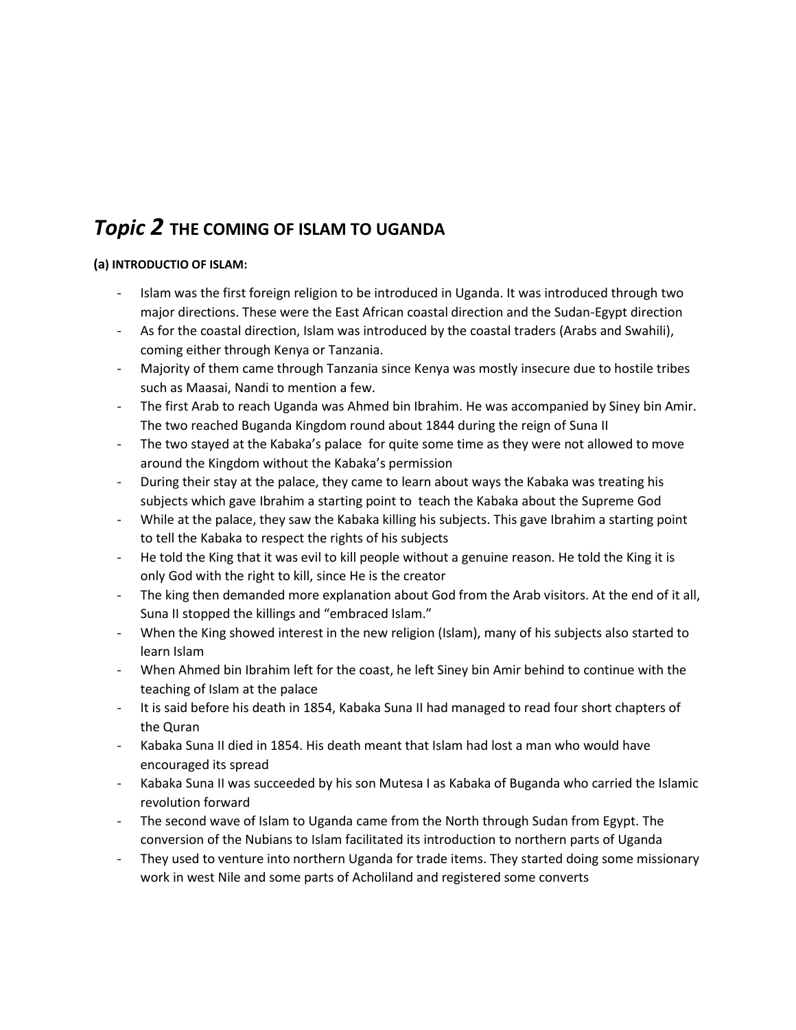# *Topic 2* THE COMING OF ISLAM TO UGANDA

**(a) INTRODUCTIO OF ISLAM:**

- Islam was the first foreign religion to be introduced in Uganda. It was introduced through two major directions. These were the East African coastal direction and the Sudan-Egypt direction
- As for the coastal direction, Islam was introduced by the coastal traders (Arabs and Swahili), coming either through Kenya or Tanzania.
- Majority of them came through Tanzania since Kenya was mostly insecure due to hostile tribes such as Maasai, Nandi to mention a few.
- The first Arab to reach Uganda was Ahmed bin Ibrahim. He was accompanied by Siney bin Amir. The two reached Buganda Kingdom round about 1844 during the reign of Suna II
- The two stayed at the Kabaka's palace for quite some time as they were not allowed to move around the Kingdom without the Kabaka's permission
- During their stay at the palace, they came to learn about ways the Kabaka was treating his subjects which gave Ibrahim a starting point to teach the Kabaka about the Supreme God
- While at the palace, they saw the Kabaka killing his subjects. This gave Ibrahim a starting point to tell the Kabaka to respect the rights of his subjects
- He told the King that it was evil to kill people without a genuine reason. He told the King it is only God with the right to kill, since He is the creator
- The king then demanded more explanation about God from the Arab visitors. At the end of it all, Suna II stopped the killings and "embraced Islam."
- When the King showed interest in the new religion (Islam), many of his subjects also started to learn Islam
- When Ahmed bin Ibrahim left for the coast, he left Siney bin Amir behind to continue with the teaching of Islam at the palace
- It is said before his death in 1854, Kabaka Suna II had managed to read four short chapters of the Quran
- Kabaka Suna II died in 1854. His death meant that Islam had lost a man who would have encouraged its spread
- Kabaka Suna II was succeeded by his son Mutesa I as Kabaka of Buganda who carried the Islamic revolution forward
- The second wave of Islam to Uganda came from the North through Sudan from Egypt. The conversion of the Nubians to Islam facilitated its introduction to northern parts of Uganda
- They used to venture into northern Uganda for trade items. They started doing some missionary work in west Nile and some parts of Acholiland and registered some converts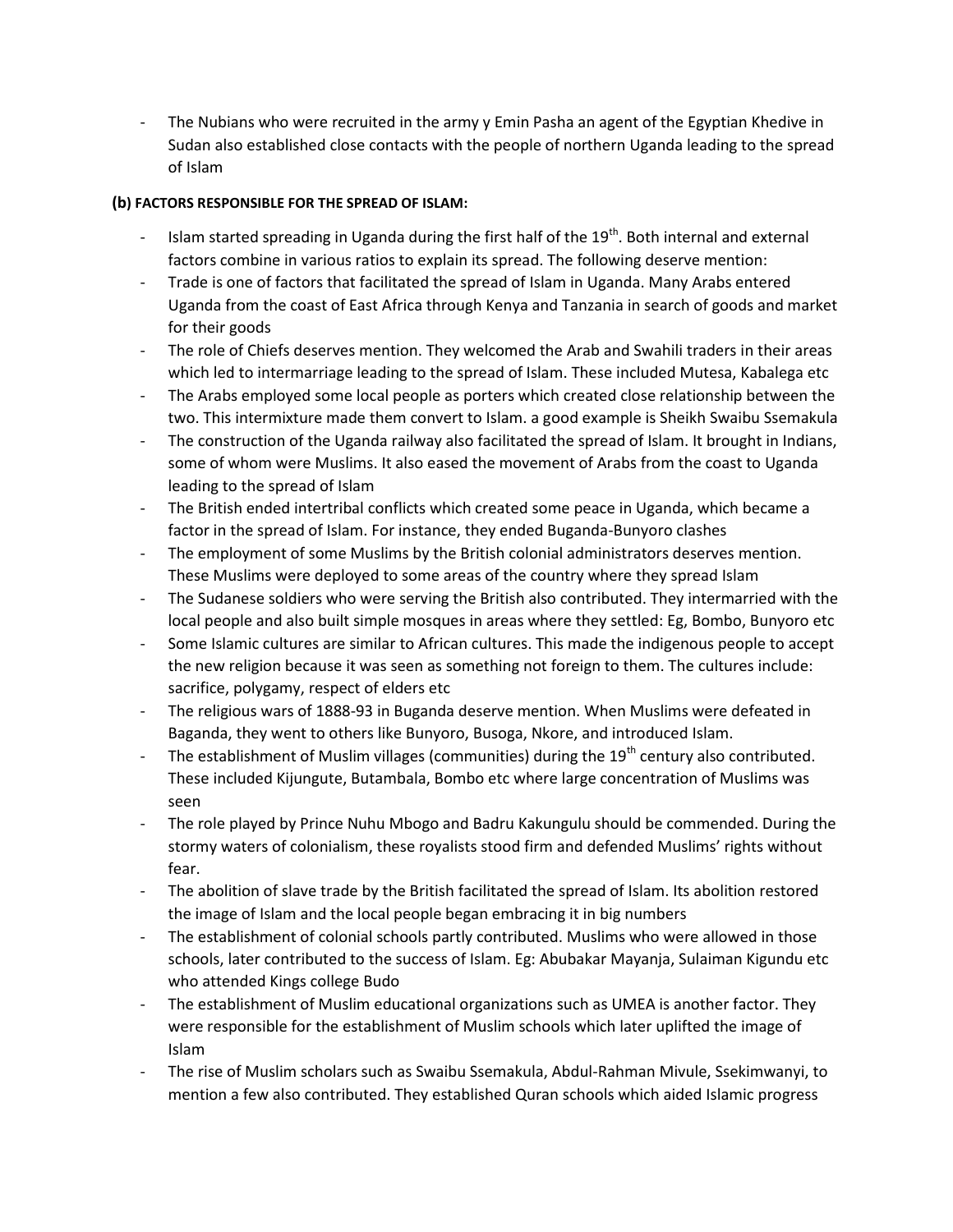- The Nubians who were recruited in the army y Emin Pasha an agent of the Egyptian Khedive in Sudan also established close contacts with the people of northern Uganda leading to the spread of Islam

**(b) FACTORS RESPONSIBLE FOR THE SPREAD OF ISLAM:**

- Islam started spreading in Uganda during the first half of the 19th. Both internal and external factors combine in various ratios to explain its spread. The following deserve mention:
- Trade is one of factors that facilitated the spread of Islam in Uganda. Many Arabs entered Uganda from the coast of East Africa through Kenya and Tanzania in search of goods and market for their goods
- The role of Chiefs deserves mention. They welcomed the Arab and Swahili traders in their areas which led to intermarriage leading to the spread of Islam. These included Mutesa, Kabalega etc
- The Arabs employed some local people as porters which created close relationship between the two. This intermixture made them convert to Islam. a good example is Sheikh Swaibu Ssemakula
- The construction of the Uganda railway also facilitated the spread of Islam. It brought in Indians, some of whom were Muslims. It also eased the movement of Arabs from the coast to Uganda leading to the spread of Islam
- The British ended intertribal conflicts which created some peace in Uganda, which became a factor in the spread of Islam. For instance, they ended Buganda-Bunyoro clashes
- The employment of some Muslims by the British colonial administrators deserves mention. These Muslims were deployed to some areas of the country where they spread Islam
- The Sudanese soldiers who were serving the British also contributed. They intermarried with the local people and also built simple mosques in areas where they settled: Eg, Bombo, Bunyoro etc
- Some Islamic cultures are similar to African cultures. This made the indigenous people to accept the new religion because it was seen as something not foreign to them. The cultures include: sacrifice, polygamy, respect of elders etc
- The religious wars of 1888-93 in Buganda deserve mention. When Muslims were defeated in Baganda, they went to others like Bunyoro, Busoga, Nkore, and introduced Islam.
- The establishment of Muslim villages (communities) during the 19th century also contributed. These included Kijungute, Butambala, Bombo etc where large concentration of Muslims was seen
- The role played by Prince Nuhu Mbogo and Badru Kakungulu should be commended. During the stormy waters of colonialism, these royalists stood firm and defended Muslims' rights without fear.
- The abolition of slave trade by the British facilitated the spread of Islam. Its abolition restored the image of Islam and the local people began embracing it in big numbers
- The establishment of colonial schools partly contributed. Muslims who were allowed in those schools, later contributed to the success of Islam. Eg: Abubakar Mayanja, Sulaiman Kigundu etc who attended Kings college Budo
- The establishment of Muslim educational organizations such as UMEA is another factor. They were responsible for the establishment of Muslim schools which later uplifted the image of Islam
- The rise of Muslim scholars such as Swaibu Ssemakula, Abdul-Rahman Mivule, Ssekimwanyi, to mention a few also contributed. They established Quran schools which aided Islamic progress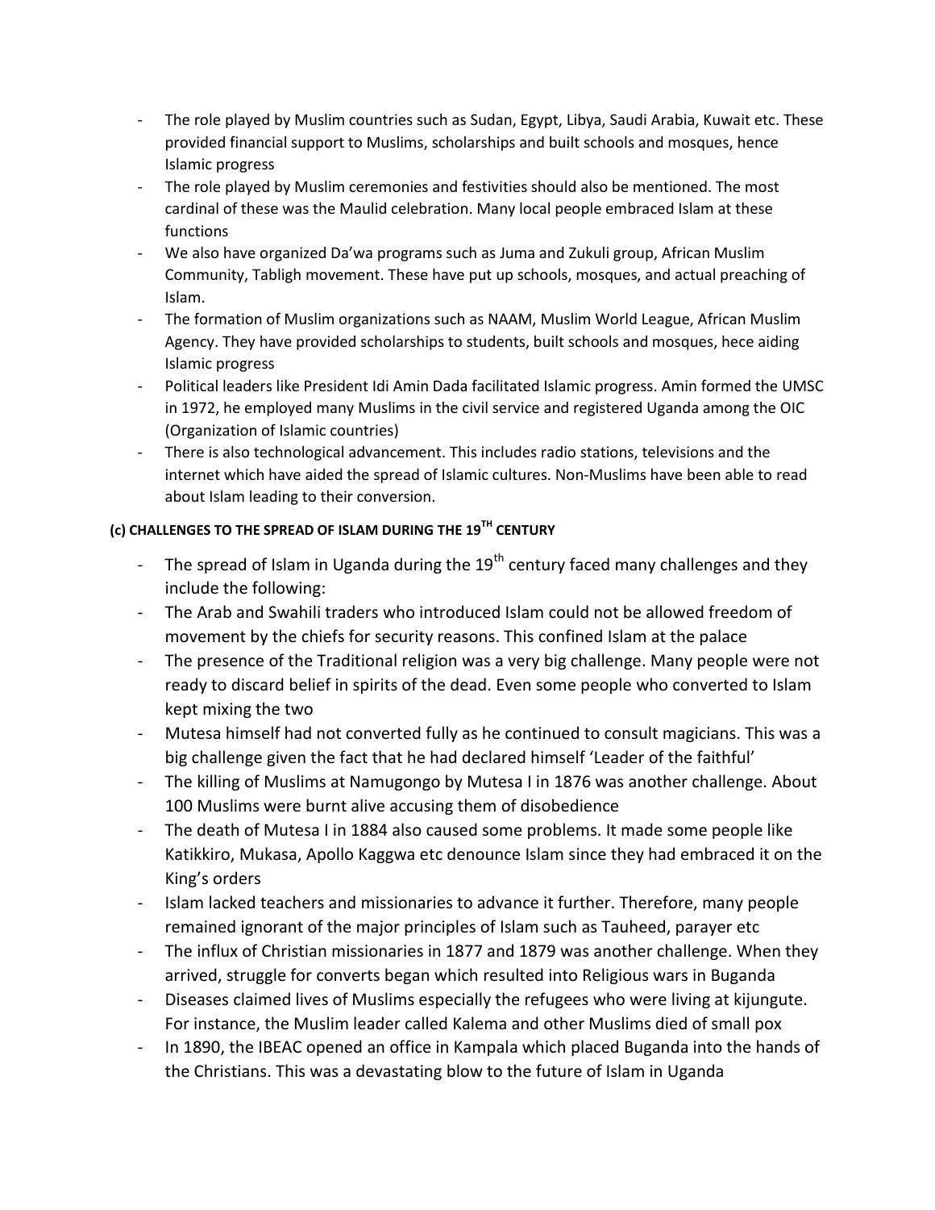- The role played by Muslim countries such as Sudan, Egypt, Libya, Saudi Arabia, Kuwait etc. These provided financial support to Muslims, scholarships and built schools and mosques, hence Islamic progress
- The role played by Muslim ceremonies and festivities should also be mentioned. The most cardinal of these was the Maulid celebration. Many local people embraced Islam at these functions
- We also have organized Da'wa programs such as Juma and Zukuli group, African Muslim Community, Tabligh movement. These have put up schools, mosques, and actual preaching of Islam.
- The formation of Muslim organizations such as NAAM, Muslim World League, African Muslim Agency. They have provided scholarships to students, built schools and mosques, hece aiding Islamic progress
- Political leaders like President Idi Amin Dada facilitated Islamic progress. Amin formed the UMSC in 1972, he employed many Muslims in the civil service and registered Uganda among the OIC (Organization of Islamic countries)
- There is also technological advancement. This includes radio stations, televisions and the internet which have aided the spread of Islamic cultures. Non-Muslims have been able to read about Islam leading to their conversion.

**(c) CHALLENGES TO THE SPREAD OF ISLAM DURING THE 19TH CENTURY**

- The spread of Islam in Uganda during the 19th century faced many challenges and they include the following:
- The Arab and Swahili traders who introduced Islam could not be allowed freedom of movement by the chiefs for security reasons. This confined Islam at the palace
- The presence of the Traditional religion was a very big challenge. Many people were not ready to discard belief in spirits of the dead. Even some people who converted to Islam kept mixing the two
- Mutesa himself had not converted fully as he continued to consult magicians. This was a big challenge given the fact that he had declared himself 'Leader of the faithful'
- The killing of Muslims at Namugongo by Mutesa I in 1876 was another challenge. About 100 Muslims were burnt alive accusing them of disobedience
- The death of Mutesa I in 1884 also caused some problems. It made some people like Katikkiro, Mukasa, Apollo Kaggwa etc denounce Islam since they had embraced it on the King's orders
- Islam lacked teachers and missionaries to advance it further. Therefore, many people remained ignorant of the major principles of Islam such as Tauheed, parayer etc
- The influx of Christian missionaries in 1877 and 1879 was another challenge. When they arrived, struggle for converts began which resulted into Religious wars in Buganda
- Diseases claimed lives of Muslims especially the refugees who were living at kijungute. For instance, the Muslim leader called Kalema and other Muslims died of small pox
- In 1890, the IBEAC opened an office in Kampala which placed Buganda into the hands of the Christians. This was a devastating blow to the future of Islam in Uganda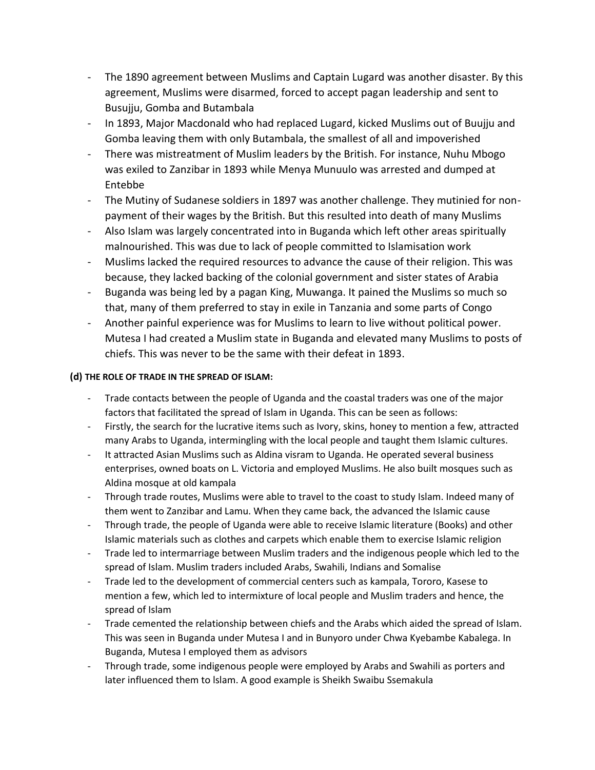- The 1890 agreement between Muslims and Captain Lugard was another disaster. By this agreement, Muslims were disarmed, forced to accept pagan leadership and sent to Busujju, Gomba and Butambala
- In 1893, Major Macdonald who had replaced Lugard, kicked Muslims out of Buujju and Gomba leaving them with only Butambala, the smallest of all and impoverished
- There was mistreatment of Muslim leaders by the British. For instance, Nuhu Mbogo was exiled to Zanzibar in 1893 while Menya Munuulo was arrested and dumped at Entebbe
- The Mutiny of Sudanese soldiers in 1897 was another challenge. They mutinied for non-payment of their wages by the British. But this resulted into death of many Muslims
- Also Islam was largely concentrated into in Buganda which left other areas spiritually malnourished. This was due to lack of people committed to Islamisation work
- Muslims lacked the required resources to advance the cause of their religion. This was because, they lacked backing of the colonial government and sister states of Arabia
- Buganda was being led by a pagan King, Muwanga. It pained the Muslims so much so that, many of them preferred to stay in exile in Tanzania and some parts of Congo
- Another painful experience was for Muslims to learn to live without political power. Mutesa I had created a Muslim state in Buganda and elevated many Muslims to posts of chiefs. This was never to be the same with their defeat in 1893.

**(d) THE ROLE OF TRADE IN THE SPREAD OF ISLAM:**

- Trade contacts between the people of Uganda and the coastal traders was one of the major factors that facilitated the spread of Islam in Uganda. This can be seen as follows:
- Firstly, the search for the lucrative items such as Ivory, skins, honey to mention a few, attracted many Arabs to Uganda, intermingling with the local people and taught them Islamic cultures.
- It attracted Asian Muslims such as Aldina visram to Uganda. He operated several business enterprises, owned boats on L. Victoria and employed Muslims. He also built mosques such as Aldina mosque at old kampala
- Through trade routes, Muslims were able to travel to the coast to study Islam. Indeed many of them went to Zanzibar and Lamu. When they came back, the advanced the Islamic cause
- Through trade, the people of Uganda were able to receive Islamic literature (Books) and other Islamic materials such as clothes and carpets which enable them to exercise Islamic religion
- Trade led to intermarriage between Muslim traders and the indigenous people which led to the spread of Islam. Muslim traders included Arabs, Swahili, Indians and Somalise
- Trade led to the development of commercial centers such as kampala, Tororo, Kasese to mention a few, which led to intermixture of local people and Muslim traders and hence, the spread of Islam
- Trade cemented the relationship between chiefs and the Arabs which aided the spread of Islam. This was seen in Buganda under Mutesa I and in Bunyoro under Chwa Kyebambe Kabalega. In Buganda, Mutesa I employed them as advisors
- Through trade, some indigenous people were employed by Arabs and Swahili as porters and later influenced them to Islam. A good example is Sheikh Swaibu Ssemakula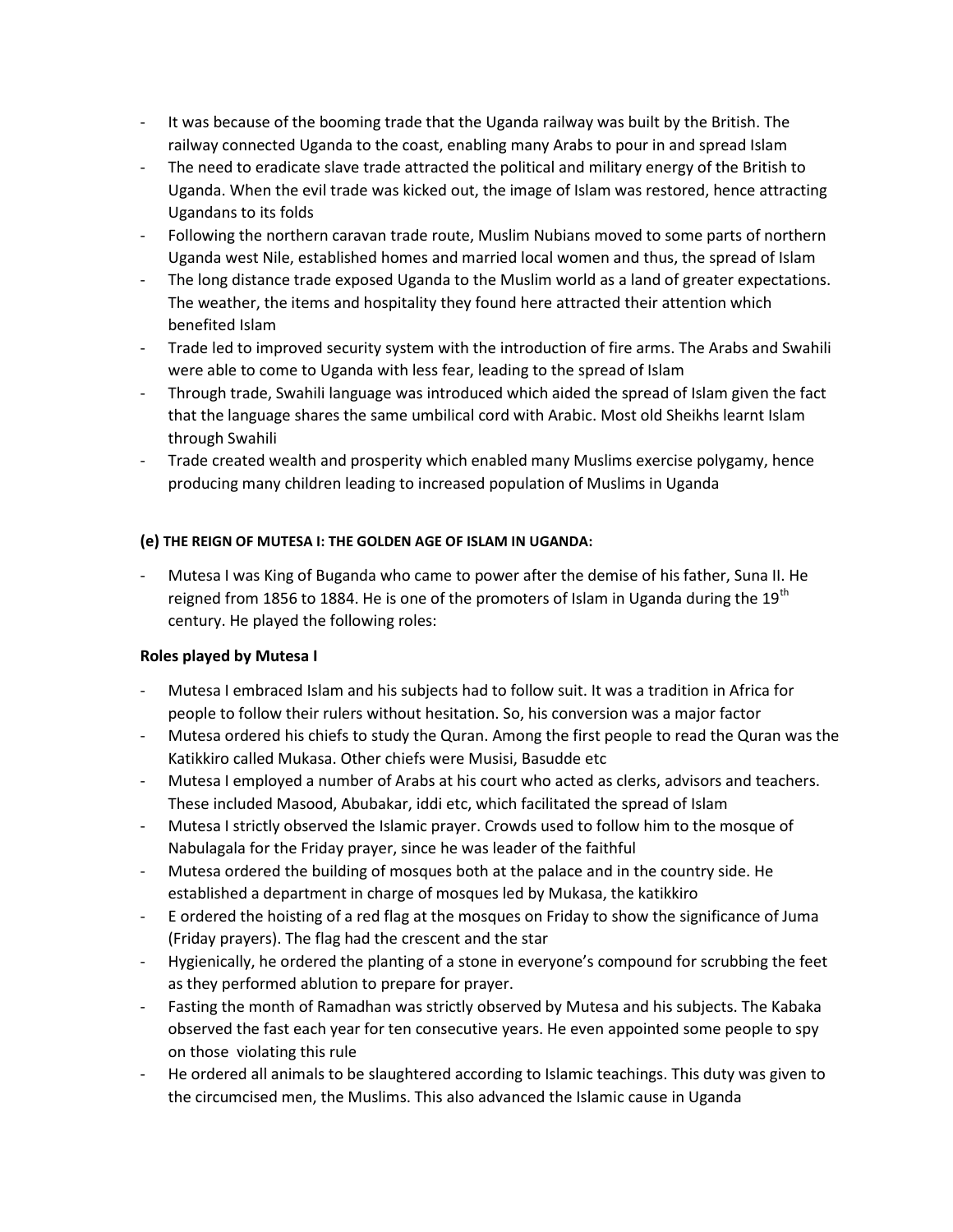- It was because of the booming trade that the Uganda railway was built by the British. The railway connected Uganda to the coast, enabling many Arabs to pour in and spread Islam
- The need to eradicate slave trade attracted the political and military energy of the British to Uganda. When the evil trade was kicked out, the image of Islam was restored, hence attracting Ugandans to its folds
- Following the northern caravan trade route, Muslim Nubians moved to some parts of northern Uganda west Nile, established homes and married local women and thus, the spread of Islam
- The long distance trade exposed Uganda to the Muslim world as a land of greater expectations. The weather, the items and hospitality they found here attracted their attention which benefited Islam
- Trade led to improved security system with the introduction of fire arms. The Arabs and Swahili were able to come to Uganda with less fear, leading to the spread of Islam
- Through trade, Swahili language was introduced which aided the spread of Islam given the fact that the language shares the same umbilical cord with Arabic. Most old Sheikhs learnt Islam through Swahili
- Trade created wealth and prosperity which enabled many Muslims exercise polygamy, hence producing many children leading to increased population of Muslims in Uganda

### (e) THE REIGN OF MUTESA I: THE GOLDEN AGE OF ISLAM IN UGANDA:

- Mutesa I was King of Buganda who came to power after the demise of his father, Suna II. He reigned from 1856 to 1884. He is one of the promoters of Islam in Uganda during the 19th century. He played the following roles:

**Roles played by Mutesa I**

- Mutesa I embraced Islam and his subjects had to follow suit. It was a tradition in Africa for people to follow their rulers without hesitation. So, his conversion was a major factor
- Mutesa ordered his chiefs to study the Quran. Among the first people to read the Quran was the Katikkiro called Mukasa. Other chiefs were Musisi, Basudde etc
- Mutesa I employed a number of Arabs at his court who acted as clerks, advisors and teachers. These included Masood, Abubakar, iddi etc, which facilitated the spread of Islam
- Mutesa I strictly observed the Islamic prayer. Crowds used to follow him to the mosque of Nabulagala for the Friday prayer, since he was leader of the faithful
- Mutesa ordered the building of mosques both at the palace and in the country side. He established a department in charge of mosques led by Mukasa, the katikkiro
- E ordered the hoisting of a red flag at the mosques on Friday to show the significance of Juma (Friday prayers). The flag had the crescent and the star
- Hygienically, he ordered the planting of a stone in everyone's compound for scrubbing the feet as they performed ablution to prepare for prayer.
- Fasting the month of Ramadhan was strictly observed by Mutesa and his subjects. The Kabaka observed the fast each year for ten consecutive years. He even appointed some people to spy on those violating this rule
- He ordered all animals to be slaughtered according to Islamic teachings. This duty was given to the circumcised men, the Muslims. This also advanced the Islamic cause in Uganda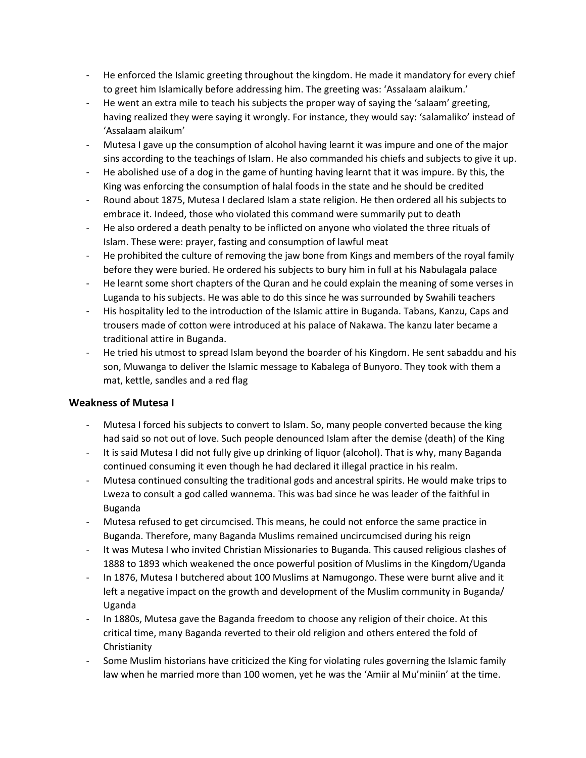- He enforced the Islamic greeting throughout the kingdom. He made it mandatory for every chief to greet him Islamically before addressing him. The greeting was: 'Assalaam alaikum.'
- He went an extra mile to teach his subjects the proper way of saying the 'salaam' greeting, having realized they were saying it wrongly. For instance, they would say: 'salamaliko' instead of 'Assalaam alaikum'
- Mutesa I gave up the consumption of alcohol having learnt it was impure and one of the major sins according to the teachings of Islam. He also commanded his chiefs and subjects to give it up.
- He abolished use of a dog in the game of hunting having learnt that it was impure. By this, the King was enforcing the consumption of halal foods in the state and he should be credited
- Round about 1875, Mutesa I declared Islam a state religion. He then ordered all his subjects to embrace it. Indeed, those who violated this command were summarily put to death
- He also ordered a death penalty to be inflicted on anyone who violated the three rituals of Islam. These were: prayer, fasting and consumption of lawful meat
- He prohibited the culture of removing the jaw bone from Kings and members of the royal family before they were buried. He ordered his subjects to bury him in full at his Nabulagala palace
- He learnt some short chapters of the Quran and he could explain the meaning of some verses in Luganda to his subjects. He was able to do this since he was surrounded by Swahili teachers
- His hospitality led to the introduction of the Islamic attire in Buganda. Tabans, Kanzu, Caps and trousers made of cotton were introduced at his palace of Nakawa. The kanzu later became a traditional attire in Buganda.
- He tried his utmost to spread Islam beyond the boarder of his Kingdom. He sent sabaddu and his son, Muwanga to deliver the Islamic message to Kabalega of Bunyoro. They took with them a mat, kettle, sandles and a red flag

### Weakness of Mutesa I

- Mutesa I forced his subjects to convert to Islam. So, many people converted because the king had said so not out of love. Such people denounced Islam after the demise (death) of the King
- It is said Mutesa I did not fully give up drinking of liquor (alcohol). That is why, many Baganda continued consuming it even though he had declared it illegal practice in his realm.
- Mutesa continued consulting the traditional gods and ancestral spirits. He would make trips to Lweza to consult a god called wannema. This was bad since he was leader of the faithful in Buganda
- Mutesa refused to get circumcised. This means, he could not enforce the same practice in Buganda. Therefore, many Baganda Muslims remained uncircumcised during his reign
- It was Mutesa I who invited Christian Missionaries to Buganda. This caused religious clashes of 1888 to 1893 which weakened the once powerful position of Muslims in the Kingdom/Uganda
- In 1876, Mutesa I butchered about 100 Muslims at Namugongo. These were burnt alive and it left a negative impact on the growth and development of the Muslim community in Buganda/ Uganda
- In 1880s, Mutesa gave the Baganda freedom to choose any religion of their choice. At this critical time, many Baganda reverted to their old religion and others entered the fold of Christianity
- Some Muslim historians have criticized the King for violating rules governing the Islamic family law when he married more than 100 women, yet he was the 'Amiir al Mu'miniin' at the time.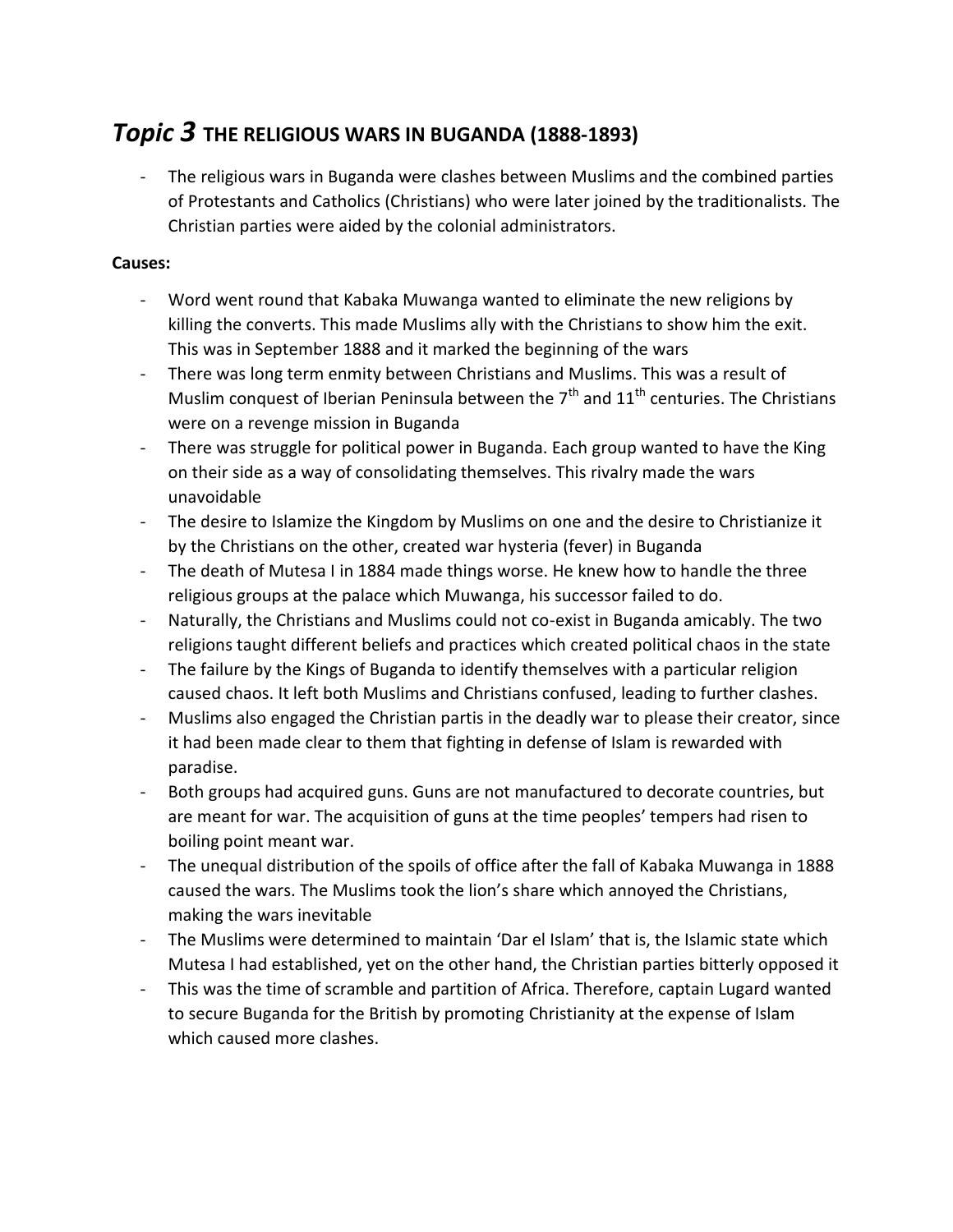## *Topic 3* THE RELIGIOUS WARS IN BUGANDA (1888-1893)

- The religious wars in Buganda were clashes between Muslims and the combined parties of Protestants and Catholics (Christians) who were later joined by the traditionalists. The Christian parties were aided by the colonial administrators.

**Causes:**

- Word went round that Kabaka Muwanga wanted to eliminate the new religions by killing the converts. This made Muslims ally with the Christians to show him the exit. This was in September 1888 and it marked the beginning of the wars
- There was long term enmity between Christians and Muslims. This was a result of Muslim conquest of Iberian Peninsula between the 7th and 11th centuries. The Christians were on a revenge mission in Buganda
- There was struggle for political power in Buganda. Each group wanted to have the King on their side as a way of consolidating themselves. This rivalry made the wars unavoidable
- The desire to Islamize the Kingdom by Muslims on one and the desire to Christianize it by the Christians on the other, created war hysteria (fever) in Buganda
- The death of Mutesa I in 1884 made things worse. He knew how to handle the three religious groups at the palace which Muwanga, his successor failed to do.
- Naturally, the Christians and Muslims could not co-exist in Buganda amicably. The two religions taught different beliefs and practices which created political chaos in the state
- The failure by the Kings of Buganda to identify themselves with a particular religion caused chaos. It left both Muslims and Christians confused, leading to further clashes.
- Muslims also engaged the Christian partis in the deadly war to please their creator, since it had been made clear to them that fighting in defense of Islam is rewarded with paradise.
- Both groups had acquired guns. Guns are not manufactured to decorate countries, but are meant for war. The acquisition of guns at the time peoples' tempers had risen to boiling point meant war.
- The unequal distribution of the spoils of office after the fall of Kabaka Muwanga in 1888 caused the wars. The Muslims took the lion's share which annoyed the Christians, making the wars inevitable
- The Muslims were determined to maintain 'Dar el Islam' that is, the Islamic state which Mutesa I had established, yet on the other hand, the Christian parties bitterly opposed it
- This was the time of scramble and partition of Africa. Therefore, captain Lugard wanted to secure Buganda for the British by promoting Christianity at the expense of Islam which caused more clashes.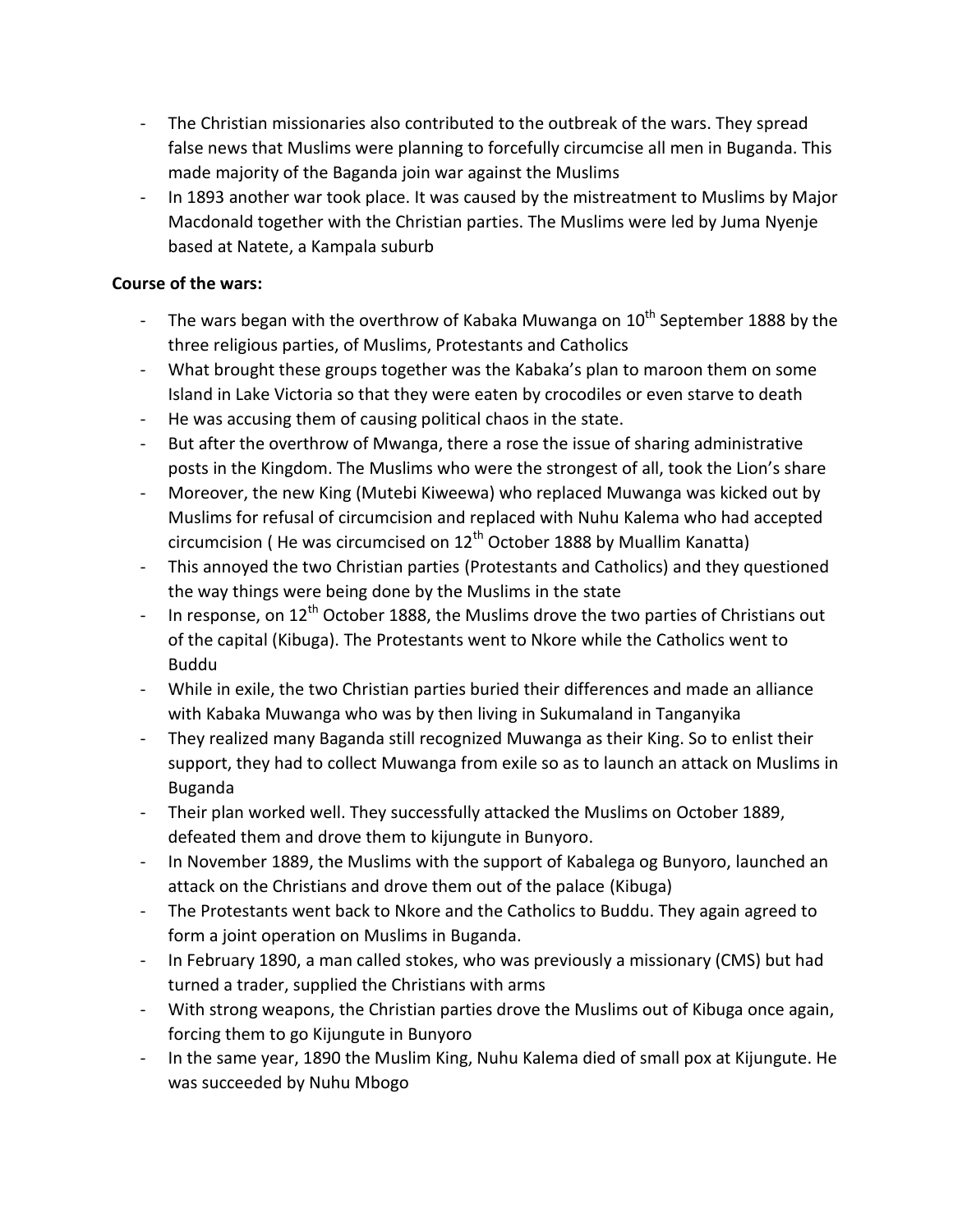- The Christian missionaries also contributed to the outbreak of the wars. They spread false news that Muslims were planning to forcefully circumcise all men in Buganda. This made majority of the Baganda join war against the Muslims
- In 1893 another war took place. It was caused by the mistreatment to Muslims by Major Macdonald together with the Christian parties. The Muslims were led by Juma Nyenje based at Natete, a Kampala suburb

**Course of the wars:**

- The wars began with the overthrow of Kabaka Muwanga on 10th September 1888 by the three religious parties, of Muslims, Protestants and Catholics
- What brought these groups together was the Kabaka's plan to maroon them on some Island in Lake Victoria so that they were eaten by crocodiles or even starve to death
- He was accusing them of causing political chaos in the state.
- But after the overthrow of Mwanga, there a rose the issue of sharing administrative posts in the Kingdom. The Muslims who were the strongest of all, took the Lion's share
- Moreover, the new King (Mutebi Kiweewa) who replaced Muwanga was kicked out by Muslims for refusal of circumcision and replaced with Nuhu Kalema who had accepted circumcision ( He was circumcised on 12th October 1888 by Muallim Kanatta)
- This annoyed the two Christian parties (Protestants and Catholics) and they questioned the way things were being done by the Muslims in the state
- In response, on 12th October 1888, the Muslims drove the two parties of Christians out of the capital (Kibuga). The Protestants went to Nkore while the Catholics went to Buddu
- While in exile, the two Christian parties buried their differences and made an alliance with Kabaka Muwanga who was by then living in Sukumaland in Tanganyika
- They realized many Baganda still recognized Muwanga as their King. So to enlist their support, they had to collect Muwanga from exile so as to launch an attack on Muslims in Buganda
- Their plan worked well. They successfully attacked the Muslims on October 1889, defeated them and drove them to kijungute in Bunyoro.
- In November 1889, the Muslims with the support of Kabalega og Bunyoro, launched an attack on the Christians and drove them out of the palace (Kibuga)
- The Protestants went back to Nkore and the Catholics to Buddu. They again agreed to form a joint operation on Muslims in Buganda.
- In February 1890, a man called stokes, who was previously a missionary (CMS) but had turned a trader, supplied the Christians with arms
- With strong weapons, the Christian parties drove the Muslims out of Kibuga once again, forcing them to go Kijungute in Bunyoro
- In the same year, 1890 the Muslim King, Nuhu Kalema died of small pox at Kijungute. He was succeeded by Nuhu Mbogo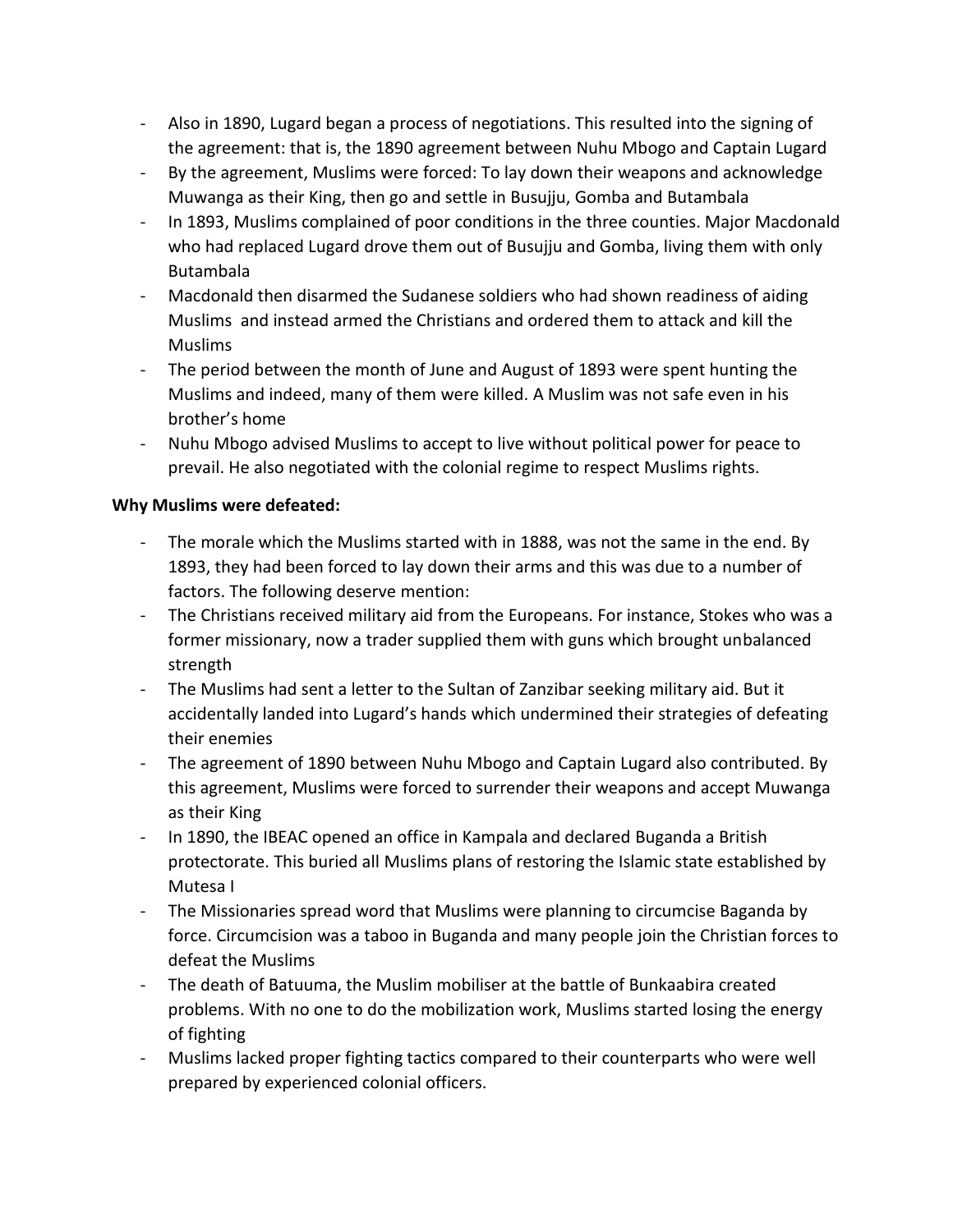- Also in 1890, Lugard began a process of negotiations. This resulted into the signing of the agreement: that is, the 1890 agreement between Nuhu Mbogo and Captain Lugard
- By the agreement, Muslims were forced: To lay down their weapons and acknowledge Muwanga as their King, then go and settle in Busujju, Gomba and Butambala
- In 1893, Muslims complained of poor conditions in the three counties. Major Macdonald who had replaced Lugard drove them out of Busujju and Gomba, living them with only Butambala
- Macdonald then disarmed the Sudanese soldiers who had shown readiness of aiding Muslims and instead armed the Christians and ordered them to attack and kill the Muslims
- The period between the month of June and August of 1893 were spent hunting the Muslims and indeed, many of them were killed. A Muslim was not safe even in his brother's home
- Nuhu Mbogo advised Muslims to accept to live without political power for peace to prevail. He also negotiated with the colonial regime to respect Muslims rights.

**Why Muslims were defeated:**

- The morale which the Muslims started with in 1888, was not the same in the end. By 1893, they had been forced to lay down their arms and this was due to a number of factors. The following deserve mention:
- The Christians received military aid from the Europeans. For instance, Stokes who was a former missionary, now a trader supplied them with guns which brought unbalanced strength
- The Muslims had sent a letter to the Sultan of Zanzibar seeking military aid. But it accidentally landed into Lugard's hands which undermined their strategies of defeating their enemies
- The agreement of 1890 between Nuhu Mbogo and Captain Lugard also contributed. By this agreement, Muslims were forced to surrender their weapons and accept Muwanga as their King
- In 1890, the IBEAC opened an office in Kampala and declared Buganda a British protectorate. This buried all Muslims plans of restoring the Islamic state established by Mutesa I
- The Missionaries spread word that Muslims were planning to circumcise Baganda by force. Circumcision was a taboo in Buganda and many people join the Christian forces to defeat the Muslims
- The death of Batuuma, the Muslim mobiliser at the battle of Bunkaabira created problems. With no one to do the mobilization work, Muslims started losing the energy of fighting
- Muslims lacked proper fighting tactics compared to their counterparts who were well prepared by experienced colonial officers.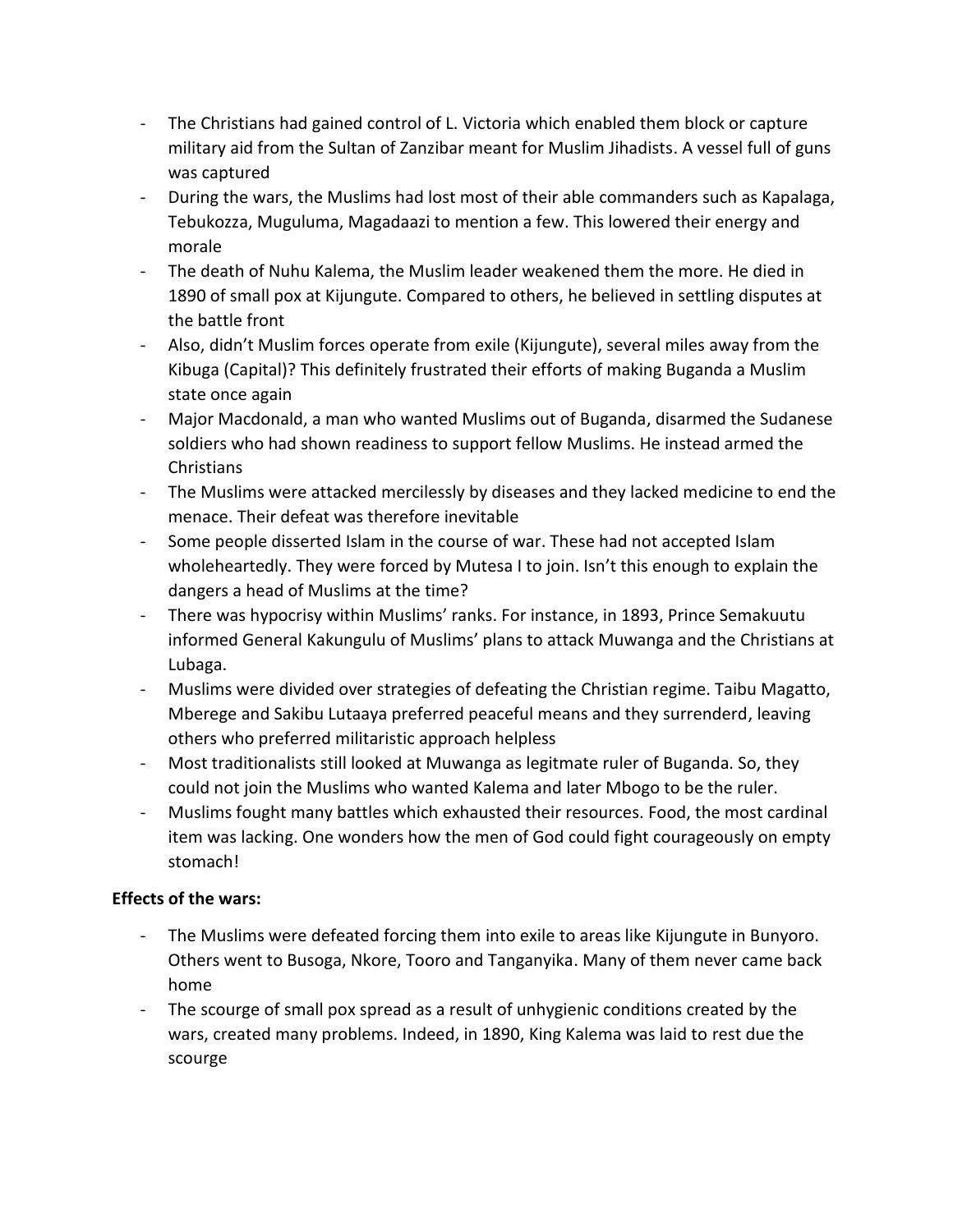- The Christians had gained control of L. Victoria which enabled them block or capture military aid from the Sultan of Zanzibar meant for Muslim Jihadists. A vessel full of guns was captured
- During the wars, the Muslims had lost most of their able commanders such as Kapalaga, Tebukozza, Muguluma, Magadaazi to mention a few. This lowered their energy and morale
- The death of Nuhu Kalema, the Muslim leader weakened them the more. He died in 1890 of small pox at Kijungute. Compared to others, he believed in settling disputes at the battle front
- Also, didn't Muslim forces operate from exile (Kijungute), several miles away from the Kibuga (Capital)? This definitely frustrated their efforts of making Buganda a Muslim state once again
- Major Macdonald, a man who wanted Muslims out of Buganda, disarmed the Sudanese soldiers who had shown readiness to support fellow Muslims. He instead armed the Christians
- The Muslims were attacked mercilessly by diseases and they lacked medicine to end the menace. Their defeat was therefore inevitable
- Some people disserted Islam in the course of war. These had not accepted Islam wholeheartedly. They were forced by Mutesa I to join. Isn't this enough to explain the dangers a head of Muslims at the time?
- There was hypocrisy within Muslims' ranks. For instance, in 1893, Prince Semakuutu informed General Kakungulu of Muslims' plans to attack Muwanga and the Christians at Lubaga.
- Muslims were divided over strategies of defeating the Christian regime. Taibu Magatto, Mberege and Sakibu Lutaaya preferred peaceful means and they surrenderd, leaving others who preferred militaristic approach helpless
- Most traditionalists still looked at Muwanga as legitmate ruler of Buganda. So, they could not join the Muslims who wanted Kalema and later Mbogo to be the ruler.
- Muslims fought many battles which exhausted their resources. Food, the most cardinal item was lacking. One wonders how the men of God could fight courageously on empty stomach!

**Effects of the wars:**

- The Muslims were defeated forcing them into exile to areas like Kijungute in Bunyoro. Others went to Busoga, Nkore, Tooro and Tanganyika. Many of them never came back home
- The scourge of small pox spread as a result of unhygienic conditions created by the wars, created many problems. Indeed, in 1890, King Kalema was laid to rest due the scourge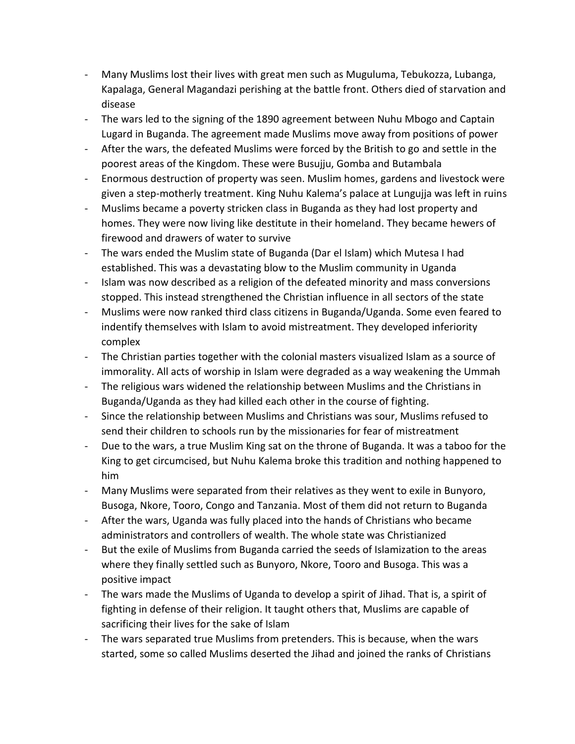- Many Muslims lost their lives with great men such as Muguluma, Tebukozza, Lubanga, Kapalaga, General Magandazi perishing at the battle front. Others died of starvation and disease
- The wars led to the signing of the 1890 agreement between Nuhu Mbogo and Captain Lugard in Buganda. The agreement made Muslims move away from positions of power
- After the wars, the defeated Muslims were forced by the British to go and settle in the poorest areas of the Kingdom. These were Busujju, Gomba and Butambala
- Enormous destruction of property was seen. Muslim homes, gardens and livestock were given a step-motherly treatment. King Nuhu Kalema's palace at Lungujja was left in ruins
- Muslims became a poverty stricken class in Buganda as they had lost property and homes. They were now living like destitute in their homeland. They became hewers of firewood and drawers of water to survive
- The wars ended the Muslim state of Buganda (Dar el Islam) which Mutesa I had established. This was a devastating blow to the Muslim community in Uganda
- Islam was now described as a religion of the defeated minority and mass conversions stopped. This instead strengthened the Christian influence in all sectors of the state
- Muslims were now ranked third class citizens in Buganda/Uganda. Some even feared to indentify themselves with Islam to avoid mistreatment. They developed inferiority complex
- The Christian parties together with the colonial masters visualized Islam as a source of immorality. All acts of worship in Islam were degraded as a way weakening the Ummah
- The religious wars widened the relationship between Muslims and the Christians in Buganda/Uganda as they had killed each other in the course of fighting.
- Since the relationship between Muslims and Christians was sour, Muslims refused to send their children to schools run by the missionaries for fear of mistreatment
- Due to the wars, a true Muslim King sat on the throne of Buganda. It was a taboo for the King to get circumcised, but Nuhu Kalema broke this tradition and nothing happened to him
- Many Muslims were separated from their relatives as they went to exile in Bunyoro, Busoga, Nkore, Tooro, Congo and Tanzania. Most of them did not return to Buganda
- After the wars, Uganda was fully placed into the hands of Christians who became administrators and controllers of wealth. The whole state was Christianized
- But the exile of Muslims from Buganda carried the seeds of Islamization to the areas where they finally settled such as Bunyoro, Nkore, Tooro and Busoga. This was a positive impact
- The wars made the Muslims of Uganda to develop a spirit of Jihad. That is, a spirit of fighting in defense of their religion. It taught others that, Muslims are capable of sacrificing their lives for the sake of Islam
- The wars separated true Muslims from pretenders. This is because, when the wars started, some so called Muslims deserted the Jihad and joined the ranks of Christians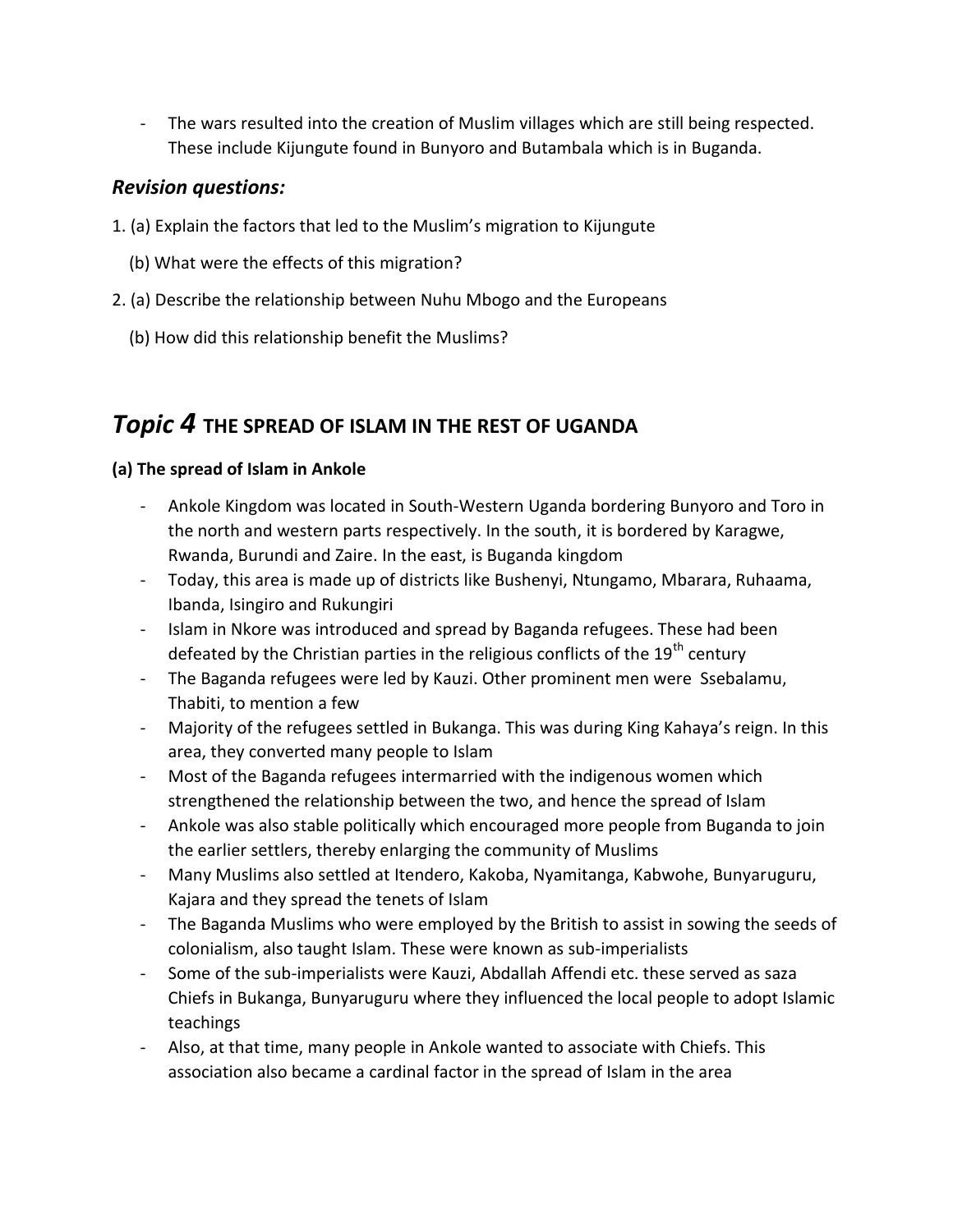- The wars resulted into the creation of Muslim villages which are still being respected. These include Kijungute found in Bunyoro and Butambala which is in Buganda.

### *Revision questions:*

1. (a) Explain the factors that led to the Muslim's migration to Kijungute

   (b) What were the effects of this migration?

2. (a) Describe the relationship between Nuhu Mbogo and the Europeans

   (b) How did this relationship benefit the Muslims?

## *Topic 4* THE SPREAD OF ISLAM IN THE REST OF UGANDA

**(a) The spread of Islam in Ankole**

- Ankole Kingdom was located in South-Western Uganda bordering Bunyoro and Toro in the north and western parts respectively. In the south, it is bordered by Karagwe, Rwanda, Burundi and Zaire. In the east, is Buganda kingdom
- Today, this area is made up of districts like Bushenyi, Ntungamo, Mbarara, Ruhaama, Ibanda, Isingiro and Rukungiri
- Islam in Nkore was introduced and spread by Baganda refugees. These had been defeated by the Christian parties in the religious conflicts of the 19th century
- The Baganda refugees were led by Kauzi. Other prominent men were Ssebalamu, Thabiti, to mention a few
- Majority of the refugees settled in Bukanga. This was during King Kahaya's reign. In this area, they converted many people to Islam
- Most of the Baganda refugees intermarried with the indigenous women which strengthened the relationship between the two, and hence the spread of Islam
- Ankole was also stable politically which encouraged more people from Buganda to join the earlier settlers, thereby enlarging the community of Muslims
- Many Muslims also settled at Itendero, Kakoba, Nyamitanga, Kabwohe, Bunyaruguru, Kajara and they spread the tenets of Islam
- The Baganda Muslims who were employed by the British to assist in sowing the seeds of colonialism, also taught Islam. These were known as sub-imperialists
- Some of the sub-imperialists were Kauzi, Abdallah Affendi etc. these served as saza Chiefs in Bukanga, Bunyaruguru where they influenced the local people to adopt Islamic teachings
- Also, at that time, many people in Ankole wanted to associate with Chiefs. This association also became a cardinal factor in the spread of Islam in the area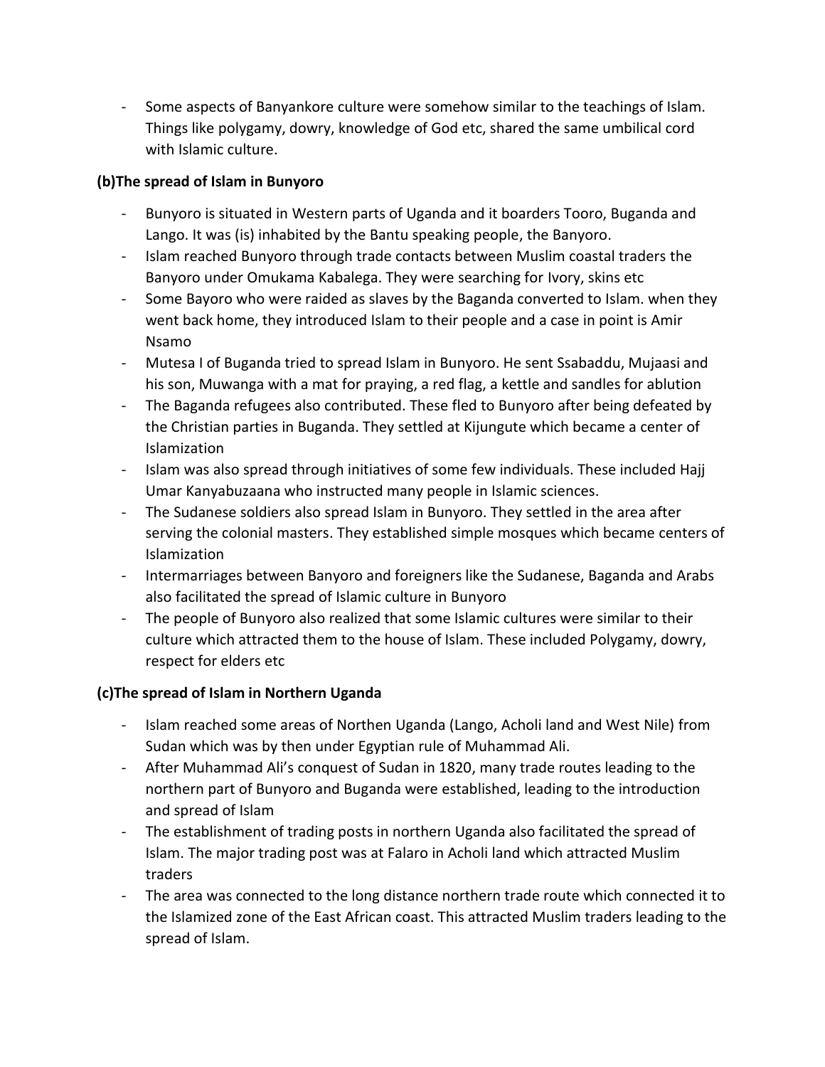- Some aspects of Banyankore culture were somehow similar to the teachings of Islam. Things like polygamy, dowry, knowledge of God etc, shared the same umbilical cord with Islamic culture.

**(b)The spread of Islam in Bunyoro**

- Bunyoro is situated in Western parts of Uganda and it boarders Tooro, Buganda and Lango. It was (is) inhabited by the Bantu speaking people, the Banyoro.
- Islam reached Bunyoro through trade contacts between Muslim coastal traders the Banyoro under Omukama Kabalega. They were searching for Ivory, skins etc
- Some Bayoro who were raided as slaves by the Baganda converted to Islam. when they went back home, they introduced Islam to their people and a case in point is Amir Nsamo
- Mutesa I of Buganda tried to spread Islam in Bunyoro. He sent Ssabaddu, Mujaasi and his son, Muwanga with a mat for praying, a red flag, a kettle and sandles for ablution
- The Baganda refugees also contributed. These fled to Bunyoro after being defeated by the Christian parties in Buganda. They settled at Kijungute which became a center of Islamization
- Islam was also spread through initiatives of some few individuals. These included Hajj Umar Kanyabuzaana who instructed many people in Islamic sciences.
- The Sudanese soldiers also spread Islam in Bunyoro. They settled in the area after serving the colonial masters. They established simple mosques which became centers of Islamization
- Intermarriages between Banyoro and foreigners like the Sudanese, Baganda and Arabs also facilitated the spread of Islamic culture in Bunyoro
- The people of Bunyoro also realized that some Islamic cultures were similar to their culture which attracted them to the house of Islam. These included Polygamy, dowry, respect for elders etc

**(c)The spread of Islam in Northern Uganda**

- Islam reached some areas of Northen Uganda (Lango, Acholi land and West Nile) from Sudan which was by then under Egyptian rule of Muhammad Ali.
- After Muhammad Ali's conquest of Sudan in 1820, many trade routes leading to the northern part of Bunyoro and Buganda were established, leading to the introduction and spread of Islam
- The establishment of trading posts in northern Uganda also facilitated the spread of Islam. The major trading post was at Falaro in Acholi land which attracted Muslim traders
- The area was connected to the long distance northern trade route which connected it to the Islamized zone of the East African coast. This attracted Muslim traders leading to the spread of Islam.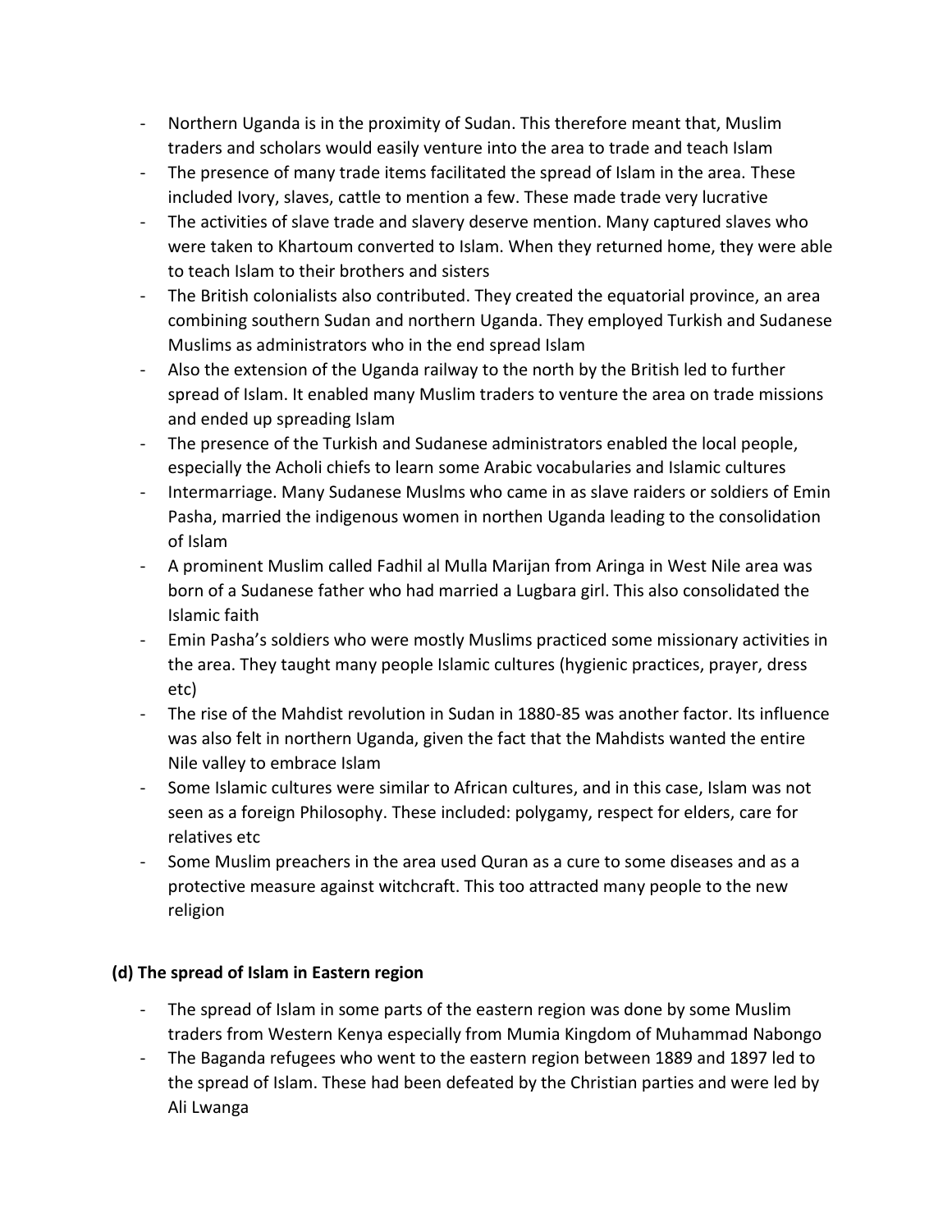- Northern Uganda is in the proximity of Sudan. This therefore meant that, Muslim traders and scholars would easily venture into the area to trade and teach Islam
- The presence of many trade items facilitated the spread of Islam in the area. These included Ivory, slaves, cattle to mention a few. These made trade very lucrative
- The activities of slave trade and slavery deserve mention. Many captured slaves who were taken to Khartoum converted to Islam. When they returned home, they were able to teach Islam to their brothers and sisters
- The British colonialists also contributed. They created the equatorial province, an area combining southern Sudan and northern Uganda. They employed Turkish and Sudanese Muslims as administrators who in the end spread Islam
- Also the extension of the Uganda railway to the north by the British led to further spread of Islam. It enabled many Muslim traders to venture the area on trade missions and ended up spreading Islam
- The presence of the Turkish and Sudanese administrators enabled the local people, especially the Acholi chiefs to learn some Arabic vocabularies and Islamic cultures
- Intermarriage. Many Sudanese Muslms who came in as slave raiders or soldiers of Emin Pasha, married the indigenous women in northen Uganda leading to the consolidation of Islam
- A prominent Muslim called Fadhil al Mulla Marijan from Aringa in West Nile area was born of a Sudanese father who had married a Lugbara girl. This also consolidated the Islamic faith
- Emin Pasha's soldiers who were mostly Muslims practiced some missionary activities in the area. They taught many people Islamic cultures (hygienic practices, prayer, dress etc)
- The rise of the Mahdist revolution in Sudan in 1880-85 was another factor. Its influence was also felt in northern Uganda, given the fact that the Mahdists wanted the entire Nile valley to embrace Islam
- Some Islamic cultures were similar to African cultures, and in this case, Islam was not seen as a foreign Philosophy. These included: polygamy, respect for elders, care for relatives etc
- Some Muslim preachers in the area used Quran as a cure to some diseases and as a protective measure against witchcraft. This too attracted many people to the new religion

**(d) The spread of Islam in Eastern region**

- The spread of Islam in some parts of the eastern region was done by some Muslim traders from Western Kenya especially from Mumia Kingdom of Muhammad Nabongo
- The Baganda refugees who went to the eastern region between 1889 and 1897 led to the spread of Islam. These had been defeated by the Christian parties and were led by Ali Lwanga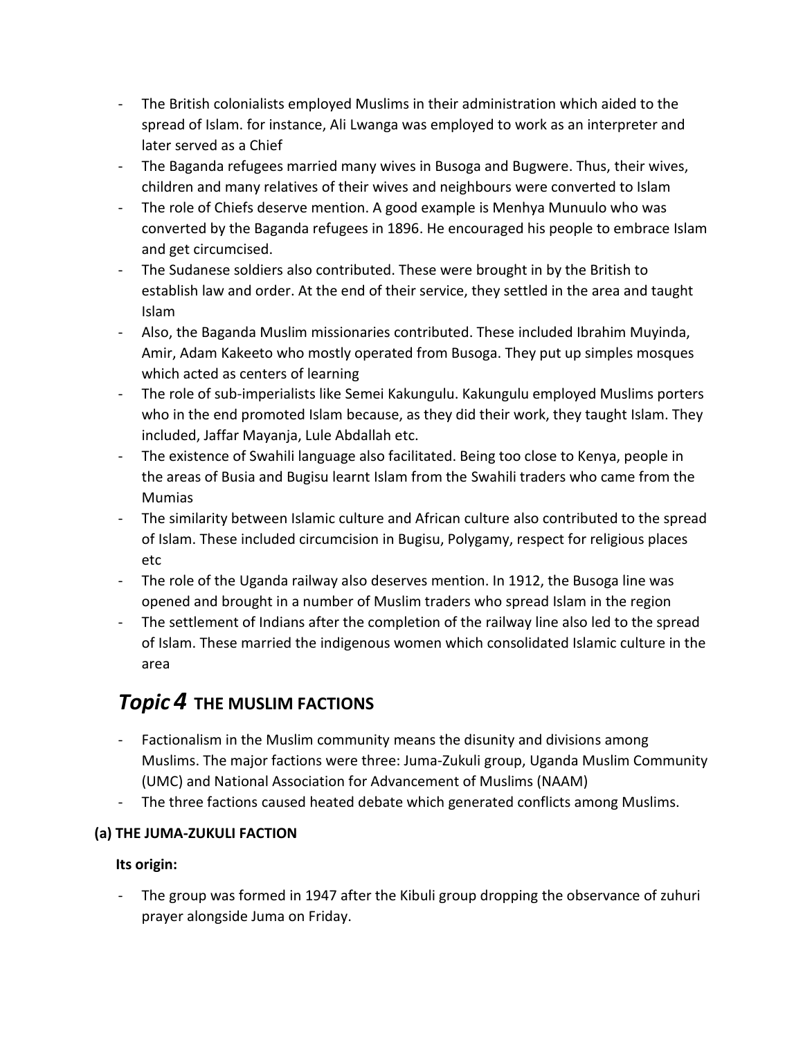- The British colonialists employed Muslims in their administration which aided to the spread of Islam. for instance, Ali Lwanga was employed to work as an interpreter and later served as a Chief
- The Baganda refugees married many wives in Busoga and Bugwere. Thus, their wives, children and many relatives of their wives and neighbours were converted to Islam
- The role of Chiefs deserve mention. A good example is Menhya Munuulo who was converted by the Baganda refugees in 1896. He encouraged his people to embrace Islam and get circumcised.
- The Sudanese soldiers also contributed. These were brought in by the British to establish law and order. At the end of their service, they settled in the area and taught Islam
- Also, the Baganda Muslim missionaries contributed. These included Ibrahim Muyinda, Amir, Adam Kakeeto who mostly operated from Busoga. They put up simples mosques which acted as centers of learning
- The role of sub-imperialists like Semei Kakungulu. Kakungulu employed Muslims porters who in the end promoted Islam because, as they did their work, they taught Islam. They included, Jaffar Mayanja, Lule Abdallah etc.
- The existence of Swahili language also facilitated. Being too close to Kenya, people in the areas of Busia and Bugisu learnt Islam from the Swahili traders who came from the Mumias
- The similarity between Islamic culture and African culture also contributed to the spread of Islam. These included circumcision in Bugisu, Polygamy, respect for religious places etc
- The role of the Uganda railway also deserves mention. In 1912, the Busoga line was opened and brought in a number of Muslim traders who spread Islam in the region
- The settlement of Indians after the completion of the railway line also led to the spread of Islam. These married the indigenous women which consolidated Islamic culture in the area

# *Topic 4* THE MUSLIM FACTIONS

- Factionalism in the Muslim community means the disunity and divisions among Muslims. The major factions were three: Juma-Zukuli group, Uganda Muslim Community (UMC) and National Association for Advancement of Muslims (NAAM)
- The three factions caused heated debate which generated conflicts among Muslims.

### (a) THE JUMA-ZUKULI FACTION

**Its origin:**

- The group was formed in 1947 after the Kibuli group dropping the observance of zuhuri prayer alongside Juma on Friday.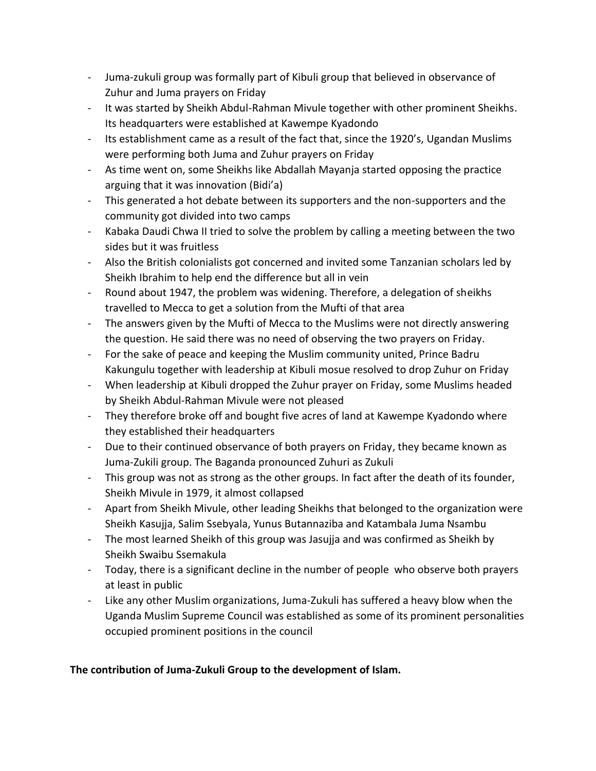- Juma-zukuli group was formally part of Kibuli group that believed in observance of Zuhur and Juma prayers on Friday
- It was started by Sheikh Abdul-Rahman Mivule together with other prominent Sheikhs. Its headquarters were established at Kawempe Kyadondo
- Its establishment came as a result of the fact that, since the 1920's, Ugandan Muslims were performing both Juma and Zuhur prayers on Friday
- As time went on, some Sheikhs like Abdallah Mayanja started opposing the practice arguing that it was innovation (Bidi'a)
- This generated a hot debate between its supporters and the non-supporters and the community got divided into two camps
- Kabaka Daudi Chwa II tried to solve the problem by calling a meeting between the two sides but it was fruitless
- Also the British colonialists got concerned and invited some Tanzanian scholars led by Sheikh Ibrahim to help end the difference but all in vein
- Round about 1947, the problem was widening. Therefore, a delegation of sheikhs travelled to Mecca to get a solution from the Mufti of that area
- The answers given by the Mufti of Mecca to the Muslims were not directly answering the question. He said there was no need of observing the two prayers on Friday.
- For the sake of peace and keeping the Muslim community united, Prince Badru Kakungulu together with leadership at Kibuli mosue resolved to drop Zuhur on Friday
- When leadership at Kibuli dropped the Zuhur prayer on Friday, some Muslims headed by Sheikh Abdul-Rahman Mivule were not pleased
- They therefore broke off and bought five acres of land at Kawempe Kyadondo where they established their headquarters
- Due to their continued observance of both prayers on Friday, they became known as Juma-Zukili group. The Baganda pronounced Zuhuri as Zukuli
- This group was not as strong as the other groups. In fact after the death of its founder, Sheikh Mivule in 1979, it almost collapsed
- Apart from Sheikh Mivule, other leading Sheikhs that belonged to the organization were Sheikh Kasujja, Salim Ssebyala, Yunus Butannaziba and Katambala Juma Nsambu
- The most learned Sheikh of this group was Jasujja and was confirmed as Sheikh by Sheikh Swaibu Ssemakula
- Today, there is a significant decline in the number of people who observe both prayers at least in public
- Like any other Muslim organizations, Juma-Zukuli has suffered a heavy blow when the Uganda Muslim Supreme Council was established as some of its prominent personalities occupied prominent positions in the council

**The contribution of Juma-Zukuli Group to the development of Islam.**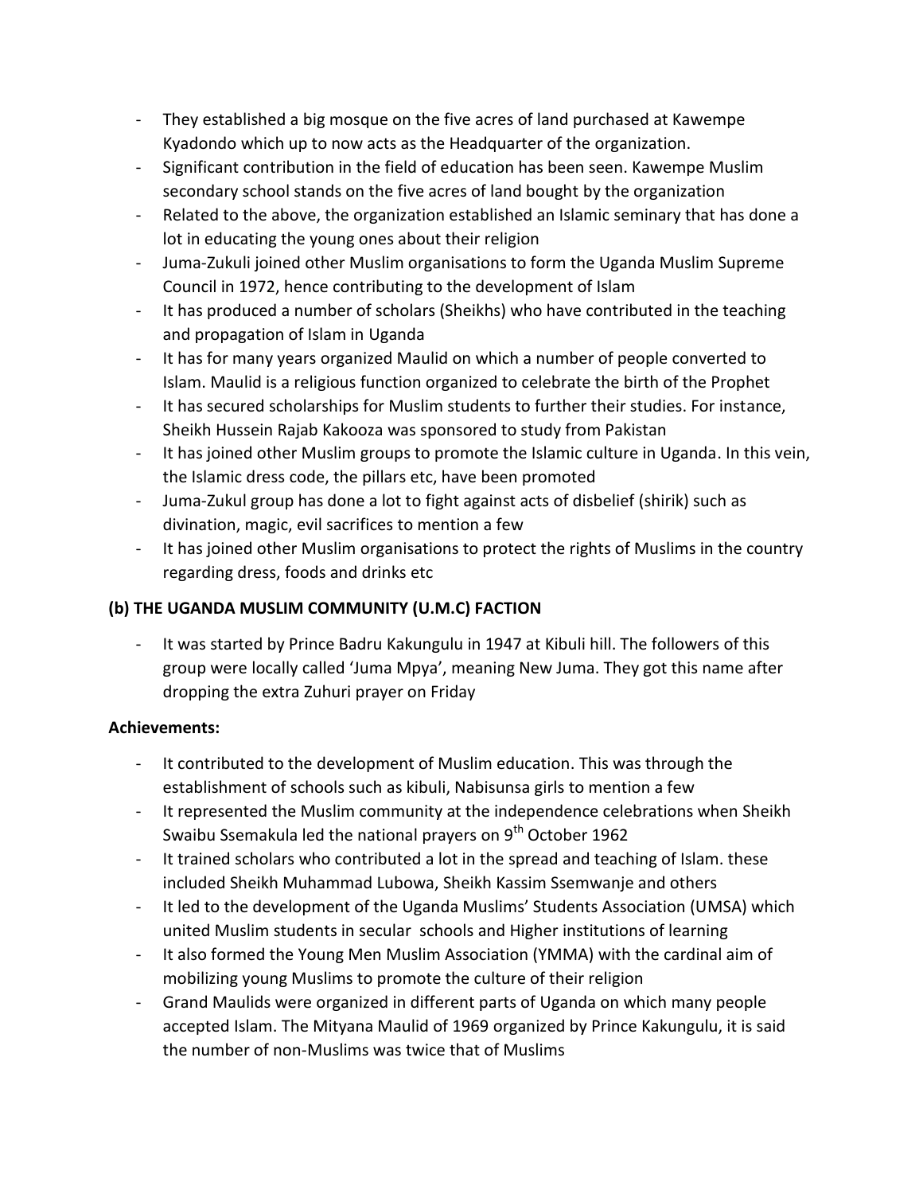- They established a big mosque on the five acres of land purchased at Kawempe Kyadondo which up to now acts as the Headquarter of the organization.
- Significant contribution in the field of education has been seen. Kawempe Muslim secondary school stands on the five acres of land bought by the organization
- Related to the above, the organization established an Islamic seminary that has done a lot in educating the young ones about their religion
- Juma-Zukuli joined other Muslim organisations to form the Uganda Muslim Supreme Council in 1972, hence contributing to the development of Islam
- It has produced a number of scholars (Sheikhs) who have contributed in the teaching and propagation of Islam in Uganda
- It has for many years organized Maulid on which a number of people converted to Islam. Maulid is a religious function organized to celebrate the birth of the Prophet
- It has secured scholarships for Muslim students to further their studies. For instance, Sheikh Hussein Rajab Kakooza was sponsored to study from Pakistan
- It has joined other Muslim groups to promote the Islamic culture in Uganda. In this vein, the Islamic dress code, the pillars etc, have been promoted
- Juma-Zukul group has done a lot to fight against acts of disbelief (shirik) such as divination, magic, evil sacrifices to mention a few
- It has joined other Muslim organisations to protect the rights of Muslims in the country regarding dress, foods and drinks etc

**(b) THE UGANDA MUSLIM COMMUNITY (U.M.C) FACTION**

- It was started by Prince Badru Kakungulu in 1947 at Kibuli hill. The followers of this group were locally called 'Juma Mpya', meaning New Juma. They got this name after dropping the extra Zuhuri prayer on Friday

**Achievements:**

- It contributed to the development of Muslim education. This was through the establishment of schools such as kibuli, Nabisunsa girls to mention a few
- It represented the Muslim community at the independence celebrations when Sheikh Swaibu Ssemakula led the national prayers on 9th October 1962
- It trained scholars who contributed a lot in the spread and teaching of Islam. these included Sheikh Muhammad Lubowa, Sheikh Kassim Ssemwanje and others
- It led to the development of the Uganda Muslims' Students Association (UMSA) which united Muslim students in secular schools and Higher institutions of learning
- It also formed the Young Men Muslim Association (YMMA) with the cardinal aim of mobilizing young Muslims to promote the culture of their religion
- Grand Maulids were organized in different parts of Uganda on which many people accepted Islam. The Mityana Maulid of 1969 organized by Prince Kakungulu, it is said the number of non-Muslims was twice that of Muslims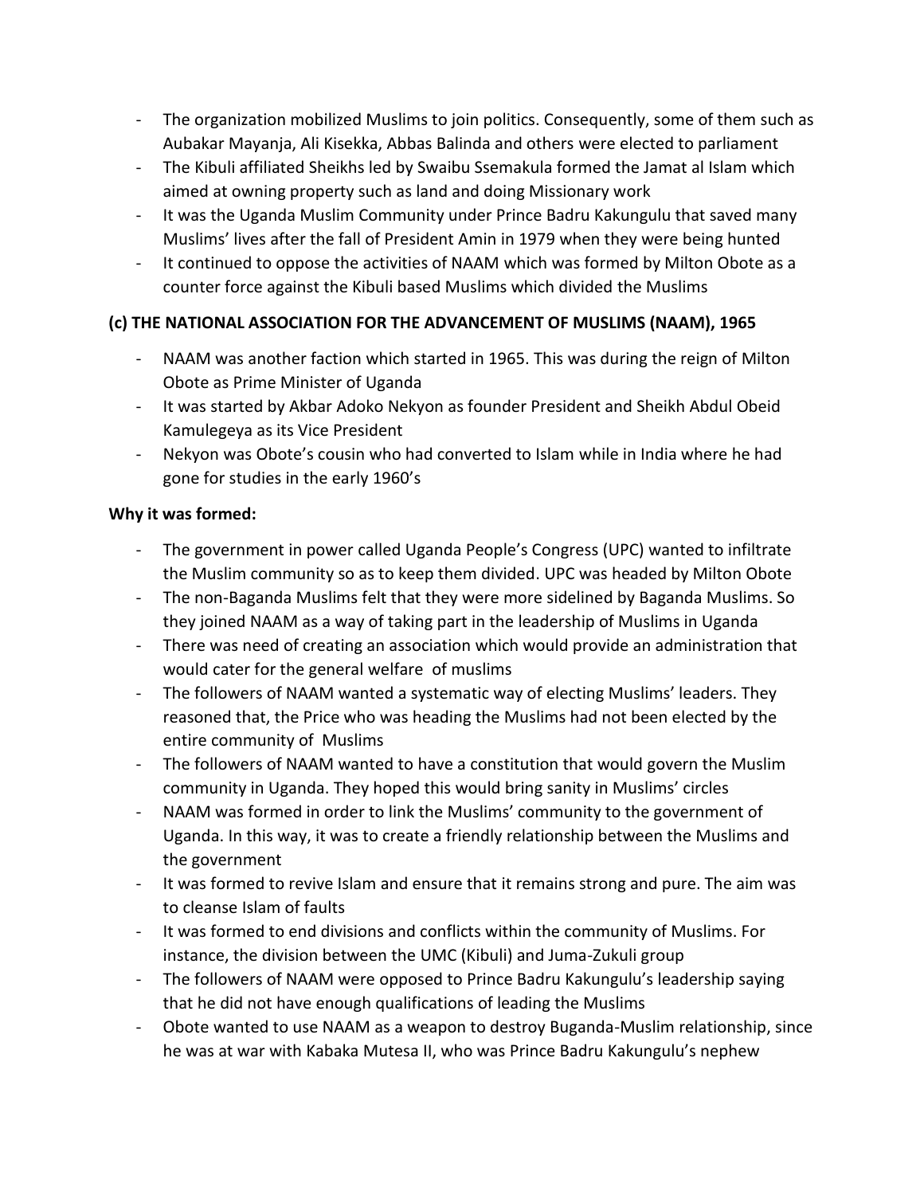- The organization mobilized Muslims to join politics. Consequently, some of them such as Aubakar Mayanja, Ali Kisekka, Abbas Balinda and others were elected to parliament
- The Kibuli affiliated Sheikhs led by Swaibu Ssemakula formed the Jamat al Islam which aimed at owning property such as land and doing Missionary work
- It was the Uganda Muslim Community under Prince Badru Kakungulu that saved many Muslims' lives after the fall of President Amin in 1979 when they were being hunted
- It continued to oppose the activities of NAAM which was formed by Milton Obote as a counter force against the Kibuli based Muslims which divided the Muslims

**(c) THE NATIONAL ASSOCIATION FOR THE ADVANCEMENT OF MUSLIMS (NAAM), 1965**

- NAAM was another faction which started in 1965. This was during the reign of Milton Obote as Prime Minister of Uganda
- It was started by Akbar Adoko Nekyon as founder President and Sheikh Abdul Obeid Kamulegeya as its Vice President
- Nekyon was Obote's cousin who had converted to Islam while in India where he had gone for studies in the early 1960's

**Why it was formed:**

- The government in power called Uganda People's Congress (UPC) wanted to infiltrate the Muslim community so as to keep them divided. UPC was headed by Milton Obote
- The non-Baganda Muslims felt that they were more sidelined by Baganda Muslims. So they joined NAAM as a way of taking part in the leadership of Muslims in Uganda
- There was need of creating an association which would provide an administration that would cater for the general welfare of muslims
- The followers of NAAM wanted a systematic way of electing Muslims' leaders. They reasoned that, the Price who was heading the Muslims had not been elected by the entire community of Muslims
- The followers of NAAM wanted to have a constitution that would govern the Muslim community in Uganda. They hoped this would bring sanity in Muslims' circles
- NAAM was formed in order to link the Muslims' community to the government of Uganda. In this way, it was to create a friendly relationship between the Muslims and the government
- It was formed to revive Islam and ensure that it remains strong and pure. The aim was to cleanse Islam of faults
- It was formed to end divisions and conflicts within the community of Muslims. For instance, the division between the UMC (Kibuli) and Juma-Zukuli group
- The followers of NAAM were opposed to Prince Badru Kakungulu's leadership saying that he did not have enough qualifications of leading the Muslims
- Obote wanted to use NAAM as a weapon to destroy Buganda-Muslim relationship, since he was at war with Kabaka Mutesa II, who was Prince Badru Kakungulu's nephew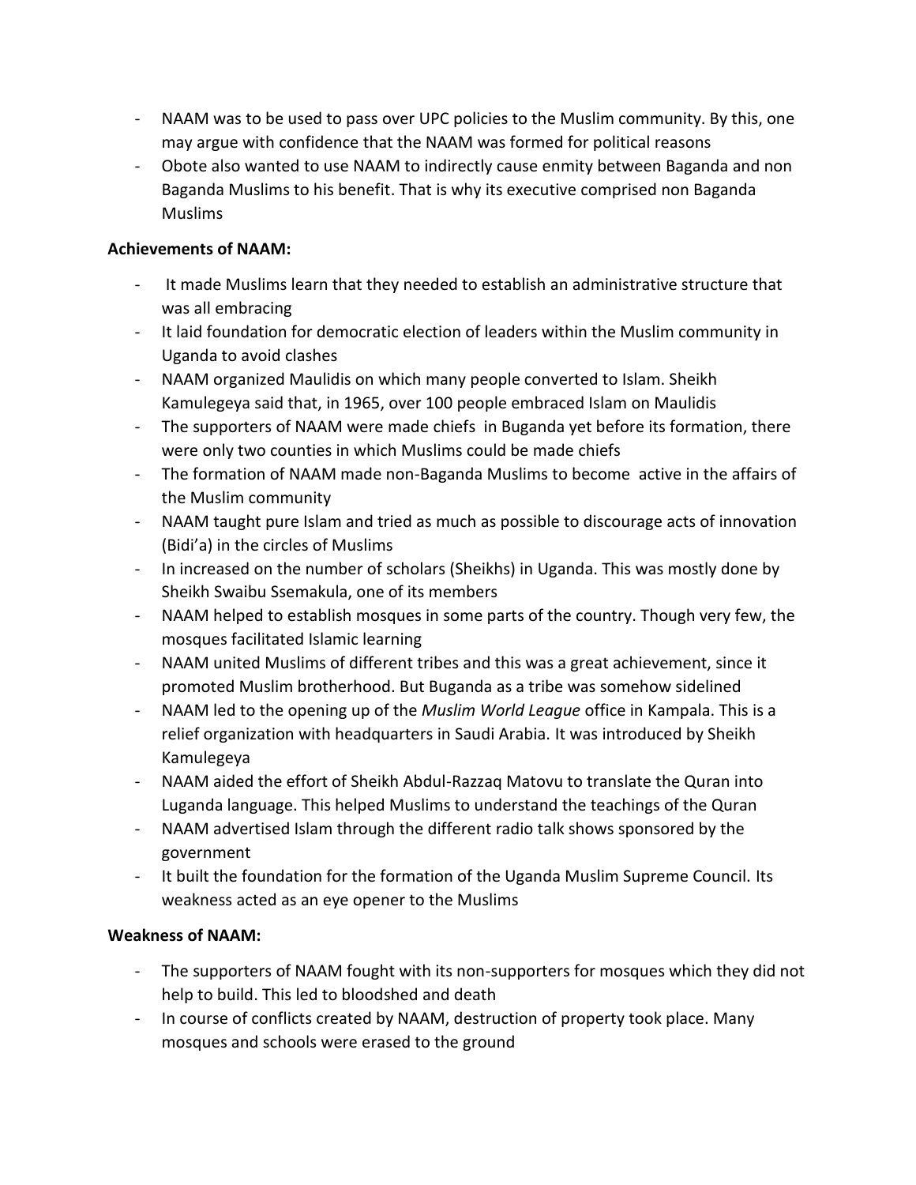- NAAM was to be used to pass over UPC policies to the Muslim community. By this, one may argue with confidence that the NAAM was formed for political reasons
- Obote also wanted to use NAAM to indirectly cause enmity between Baganda and non Baganda Muslims to his benefit. That is why its executive comprised non Baganda Muslims

**Achievements of NAAM:**

- It made Muslims learn that they needed to establish an administrative structure that was all embracing
- It laid foundation for democratic election of leaders within the Muslim community in Uganda to avoid clashes
- NAAM organized Maulidis on which many people converted to Islam. Sheikh Kamulegeya said that, in 1965, over 100 people embraced Islam on Maulidis
- The supporters of NAAM were made chiefs in Buganda yet before its formation, there were only two counties in which Muslims could be made chiefs
- The formation of NAAM made non-Baganda Muslims to become active in the affairs of the Muslim community
- NAAM taught pure Islam and tried as much as possible to discourage acts of innovation (Bidi'a) in the circles of Muslims
- In increased on the number of scholars (Sheikhs) in Uganda. This was mostly done by Sheikh Swaibu Ssemakula, one of its members
- NAAM helped to establish mosques in some parts of the country. Though very few, the mosques facilitated Islamic learning
- NAAM united Muslims of different tribes and this was a great achievement, since it promoted Muslim brotherhood. But Buganda as a tribe was somehow sidelined
- NAAM led to the opening up of the *Muslim World League* office in Kampala. This is a relief organization with headquarters in Saudi Arabia. It was introduced by Sheikh Kamulegeya
- NAAM aided the effort of Sheikh Abdul-Razzaq Matovu to translate the Quran into Luganda language. This helped Muslims to understand the teachings of the Quran
- NAAM advertised Islam through the different radio talk shows sponsored by the government
- It built the foundation for the formation of the Uganda Muslim Supreme Council. Its weakness acted as an eye opener to the Muslims

**Weakness of NAAM:**

- The supporters of NAAM fought with its non-supporters for mosques which they did not help to build. This led to bloodshed and death
- In course of conflicts created by NAAM, destruction of property took place. Many mosques and schools were erased to the ground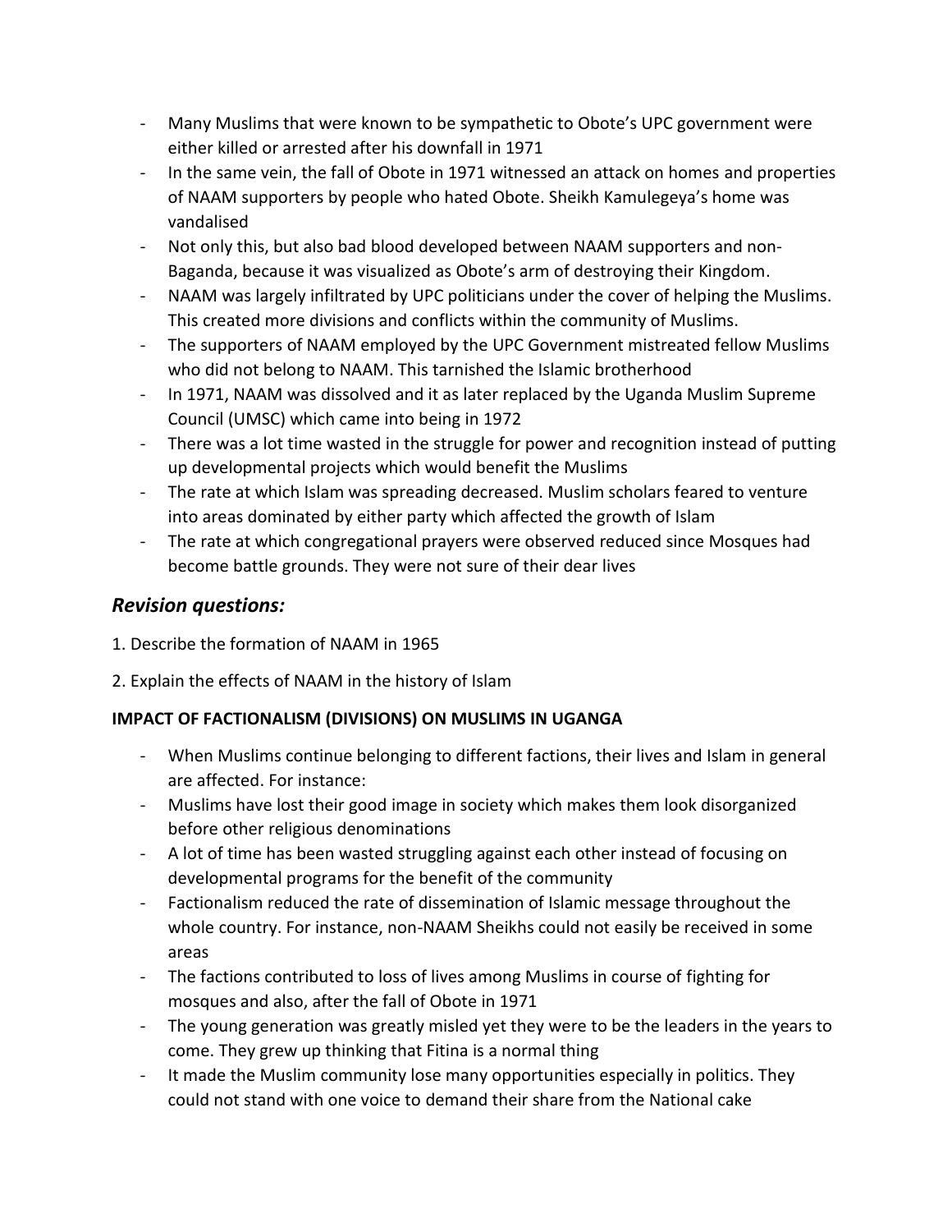- Many Muslims that were known to be sympathetic to Obote's UPC government were either killed or arrested after his downfall in 1971
- In the same vein, the fall of Obote in 1971 witnessed an attack on homes and properties of NAAM supporters by people who hated Obote. Sheikh Kamulegeya's home was vandalised
- Not only this, but also bad blood developed between NAAM supporters and non-Baganda, because it was visualized as Obote's arm of destroying their Kingdom.
- NAAM was largely infiltrated by UPC politicians under the cover of helping the Muslims. This created more divisions and conflicts within the community of Muslims.
- The supporters of NAAM employed by the UPC Government mistreated fellow Muslims who did not belong to NAAM. This tarnished the Islamic brotherhood
- In 1971, NAAM was dissolved and it as later replaced by the Uganda Muslim Supreme Council (UMSC) which came into being in 1972
- There was a lot time wasted in the struggle for power and recognition instead of putting up developmental projects which would benefit the Muslims
- The rate at which Islam was spreading decreased. Muslim scholars feared to venture into areas dominated by either party which affected the growth of Islam
- The rate at which congregational prayers were observed reduced since Mosques had become battle grounds. They were not sure of their dear lives

## *Revision questions:*

1. Describe the formation of NAAM in 1965

2. Explain the effects of NAAM in the history of Islam

**IMPACT OF FACTIONALISM (DIVISIONS) ON MUSLIMS IN UGANGA**

- When Muslims continue belonging to different factions, their lives and Islam in general are affected. For instance:
- Muslims have lost their good image in society which makes them look disorganized before other religious denominations
- A lot of time has been wasted struggling against each other instead of focusing on developmental programs for the benefit of the community
- Factionalism reduced the rate of dissemination of Islamic message throughout the whole country. For instance, non-NAAM Sheikhs could not easily be received in some areas
- The factions contributed to loss of lives among Muslims in course of fighting for mosques and also, after the fall of Obote in 1971
- The young generation was greatly misled yet they were to be the leaders in the years to come. They grew up thinking that Fitina is a normal thing
- It made the Muslim community lose many opportunities especially in politics. They could not stand with one voice to demand their share from the National cake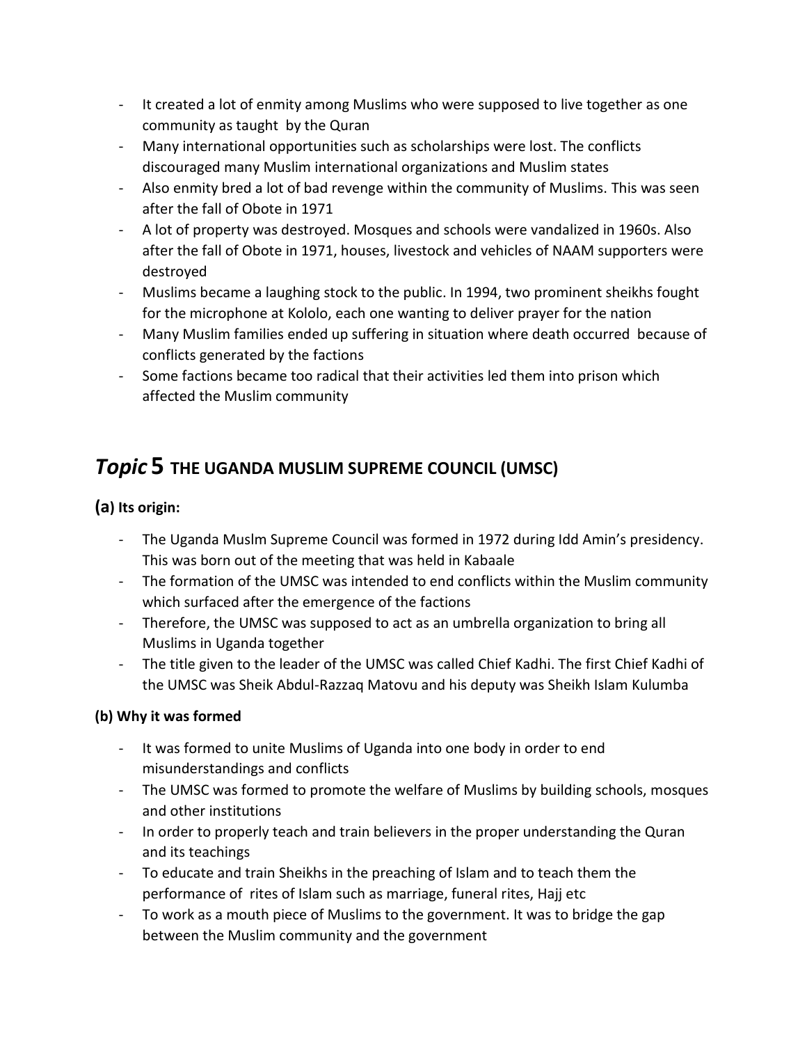- It created a lot of enmity among Muslims who were supposed to live together as one community as taught by the Quran
- Many international opportunities such as scholarships were lost. The conflicts discouraged many Muslim international organizations and Muslim states
- Also enmity bred a lot of bad revenge within the community of Muslims. This was seen after the fall of Obote in 1971
- A lot of property was destroyed. Mosques and schools were vandalized in 1960s. Also after the fall of Obote in 1971, houses, livestock and vehicles of NAAM supporters were destroyed
- Muslims became a laughing stock to the public. In 1994, two prominent sheikhs fought for the microphone at Kololo, each one wanting to deliver prayer for the nation
- Many Muslim families ended up suffering in situation where death occurred because of conflicts generated by the factions
- Some factions became too radical that their activities led them into prison which affected the Muslim community

## *Topic* 5 THE UGANDA MUSLIM SUPREME COUNCIL (UMSC)

### (a) Its origin:

- The Uganda Muslm Supreme Council was formed in 1972 during Idd Amin's presidency. This was born out of the meeting that was held in Kabaale
- The formation of the UMSC was intended to end conflicts within the Muslim community which surfaced after the emergence of the factions
- Therefore, the UMSC was supposed to act as an umbrella organization to bring all Muslims in Uganda together
- The title given to the leader of the UMSC was called Chief Kadhi. The first Chief Kadhi of the UMSC was Sheik Abdul-Razzaq Matovu and his deputy was Sheikh Islam Kulumba

### (b) Why it was formed

- It was formed to unite Muslims of Uganda into one body in order to end misunderstandings and conflicts
- The UMSC was formed to promote the welfare of Muslims by building schools, mosques and other institutions
- In order to properly teach and train believers in the proper understanding the Quran and its teachings
- To educate and train Sheikhs in the preaching of Islam and to teach them the performance of rites of Islam such as marriage, funeral rites, Hajj etc
- To work as a mouth piece of Muslims to the government. It was to bridge the gap between the Muslim community and the government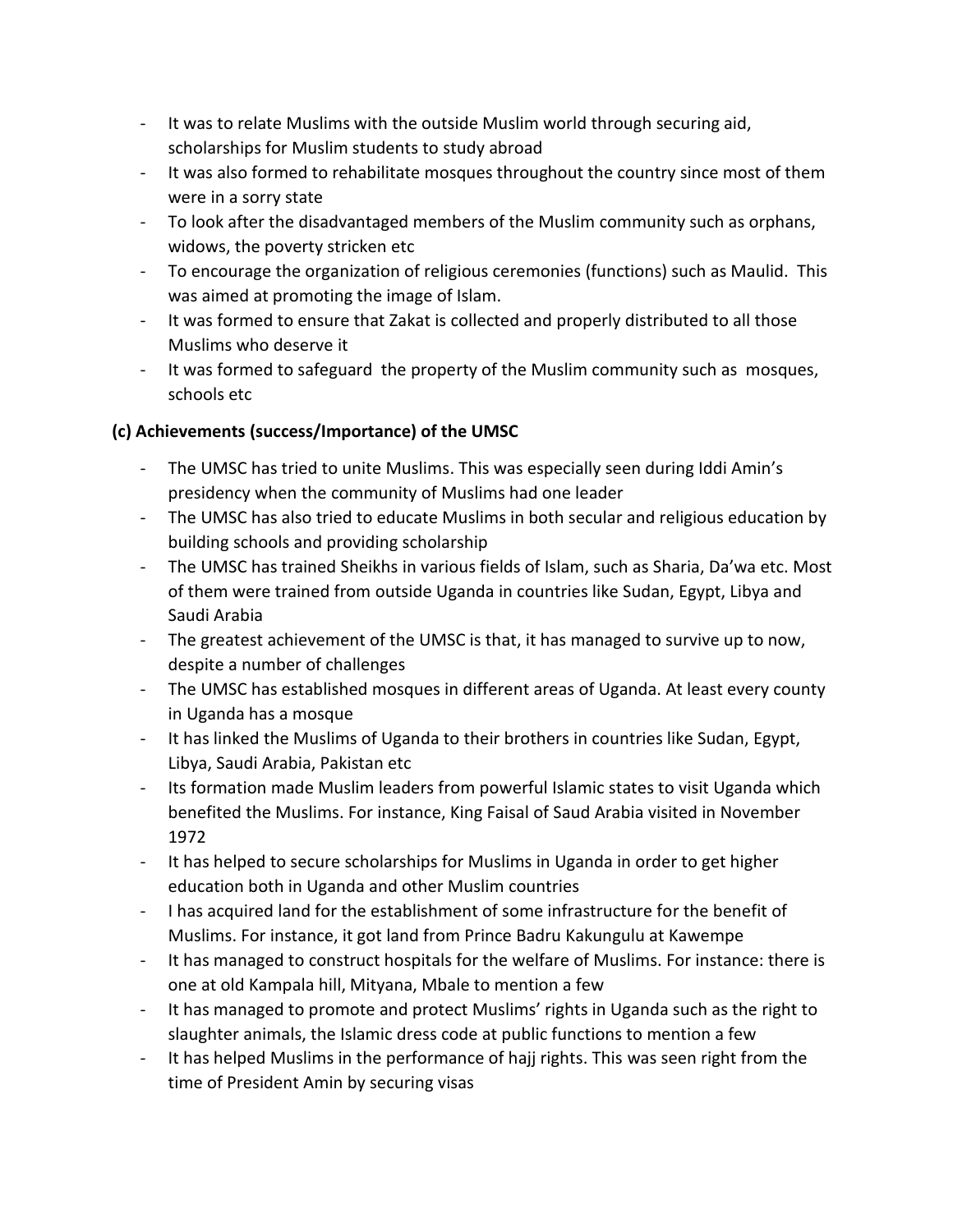- It was to relate Muslims with the outside Muslim world through securing aid, scholarships for Muslim students to study abroad
- It was also formed to rehabilitate mosques throughout the country since most of them were in a sorry state
- To look after the disadvantaged members of the Muslim community such as orphans, widows, the poverty stricken etc
- To encourage the organization of religious ceremonies (functions) such as Maulid. This was aimed at promoting the image of Islam.
- It was formed to ensure that Zakat is collected and properly distributed to all those Muslims who deserve it
- It was formed to safeguard the property of the Muslim community such as mosques, schools etc

**(c) Achievements (success/Importance) of the UMSC**

- The UMSC has tried to unite Muslims. This was especially seen during Iddi Amin's presidency when the community of Muslims had one leader
- The UMSC has also tried to educate Muslims in both secular and religious education by building schools and providing scholarship
- The UMSC has trained Sheikhs in various fields of Islam, such as Sharia, Da'wa etc. Most of them were trained from outside Uganda in countries like Sudan, Egypt, Libya and Saudi Arabia
- The greatest achievement of the UMSC is that, it has managed to survive up to now, despite a number of challenges
- The UMSC has established mosques in different areas of Uganda. At least every county in Uganda has a mosque
- It has linked the Muslims of Uganda to their brothers in countries like Sudan, Egypt, Libya, Saudi Arabia, Pakistan etc
- Its formation made Muslim leaders from powerful Islamic states to visit Uganda which benefited the Muslims. For instance, King Faisal of Saud Arabia visited in November 1972
- It has helped to secure scholarships for Muslims in Uganda in order to get higher education both in Uganda and other Muslim countries
- I has acquired land for the establishment of some infrastructure for the benefit of Muslims. For instance, it got land from Prince Badru Kakungulu at Kawempe
- It has managed to construct hospitals for the welfare of Muslims. For instance: there is one at old Kampala hill, Mityana, Mbale to mention a few
- It has managed to promote and protect Muslims' rights in Uganda such as the right to slaughter animals, the Islamic dress code at public functions to mention a few
- It has helped Muslims in the performance of hajj rights. This was seen right from the time of President Amin by securing visas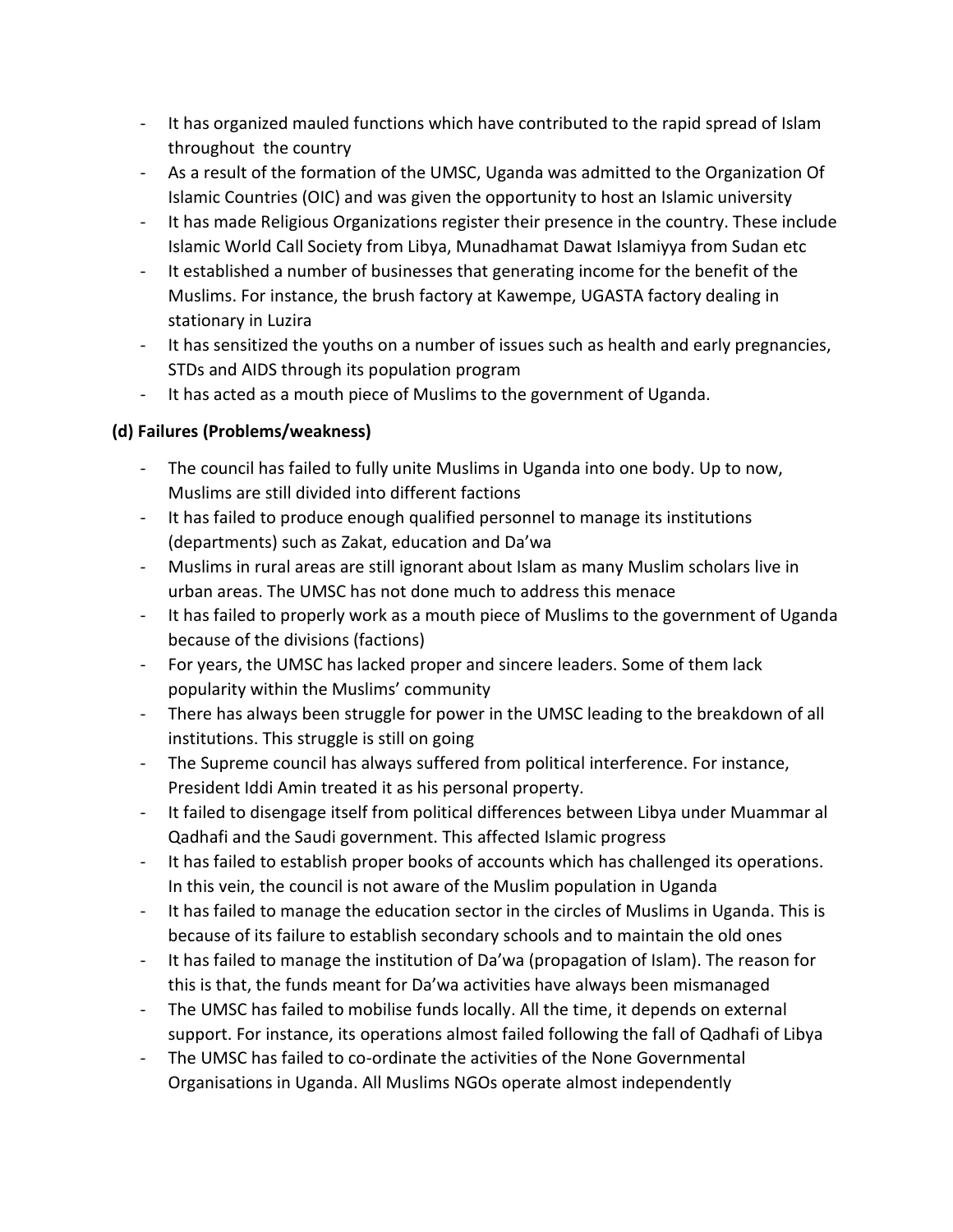- It has organized mauled functions which have contributed to the rapid spread of Islam throughout the country
- As a result of the formation of the UMSC, Uganda was admitted to the Organization Of Islamic Countries (OIC) and was given the opportunity to host an Islamic university
- It has made Religious Organizations register their presence in the country. These include Islamic World Call Society from Libya, Munadhamat Dawat Islamiyya from Sudan etc
- It established a number of businesses that generating income for the benefit of the Muslims. For instance, the brush factory at Kawempe, UGASTA factory dealing in stationary in Luzira
- It has sensitized the youths on a number of issues such as health and early pregnancies, STDs and AIDS through its population program
- It has acted as a mouth piece of Muslims to the government of Uganda.

### (d) Failures (Problems/weakness)

- The council has failed to fully unite Muslims in Uganda into one body. Up to now, Muslims are still divided into different factions
- It has failed to produce enough qualified personnel to manage its institutions (departments) such as Zakat, education and Da'wa
- Muslims in rural areas are still ignorant about Islam as many Muslim scholars live in urban areas. The UMSC has not done much to address this menace
- It has failed to properly work as a mouth piece of Muslims to the government of Uganda because of the divisions (factions)
- For years, the UMSC has lacked proper and sincere leaders. Some of them lack popularity within the Muslims' community
- There has always been struggle for power in the UMSC leading to the breakdown of all institutions. This struggle is still on going
- The Supreme council has always suffered from political interference. For instance, President Iddi Amin treated it as his personal property.
- It failed to disengage itself from political differences between Libya under Muammar al Qadhafi and the Saudi government. This affected Islamic progress
- It has failed to establish proper books of accounts which has challenged its operations. In this vein, the council is not aware of the Muslim population in Uganda
- It has failed to manage the education sector in the circles of Muslims in Uganda. This is because of its failure to establish secondary schools and to maintain the old ones
- It has failed to manage the institution of Da'wa (propagation of Islam). The reason for this is that, the funds meant for Da'wa activities have always been mismanaged
- The UMSC has failed to mobilise funds locally. All the time, it depends on external support. For instance, its operations almost failed following the fall of Qadhafi of Libya
- The UMSC has failed to co-ordinate the activities of the None Governmental Organisations in Uganda. All Muslims NGOs operate almost independently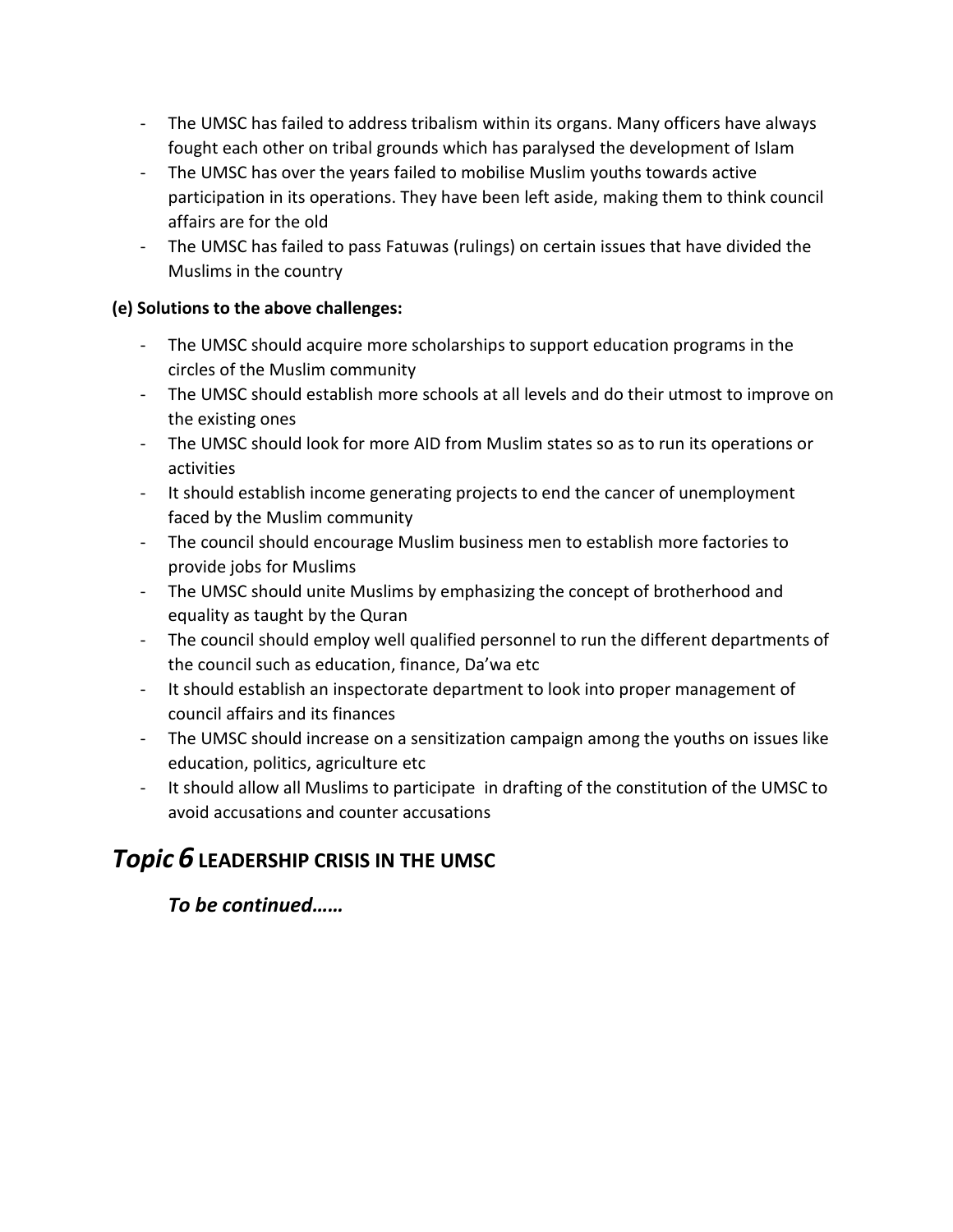- The UMSC has failed to address tribalism within its organs. Many officers have always fought each other on tribal grounds which has paralysed the development of Islam
- The UMSC has over the years failed to mobilise Muslim youths towards active participation in its operations. They have been left aside, making them to think council affairs are for the old
- The UMSC has failed to pass Fatuwas (rulings) on certain issues that have divided the Muslims in the country

**(e) Solutions to the above challenges:**

- The UMSC should acquire more scholarships to support education programs in the circles of the Muslim community
- The UMSC should establish more schools at all levels and do their utmost to improve on the existing ones
- The UMSC should look for more AID from Muslim states so as to run its operations or activities
- It should establish income generating projects to end the cancer of unemployment faced by the Muslim community
- The council should encourage Muslim business men to establish more factories to provide jobs for Muslims
- The UMSC should unite Muslims by emphasizing the concept of brotherhood and equality as taught by the Quran
- The council should employ well qualified personnel to run the different departments of the council such as education, finance, Da'wa etc
- It should establish an inspectorate department to look into proper management of council affairs and its finances
- The UMSC should increase on a sensitization campaign among the youths on issues like education, politics, agriculture etc
- It should allow all Muslims to participate in drafting of the constitution of the UMSC to avoid accusations and counter accusations

## *Topic 6* LEADERSHIP CRISIS IN THE UMSC

***To be continued……***